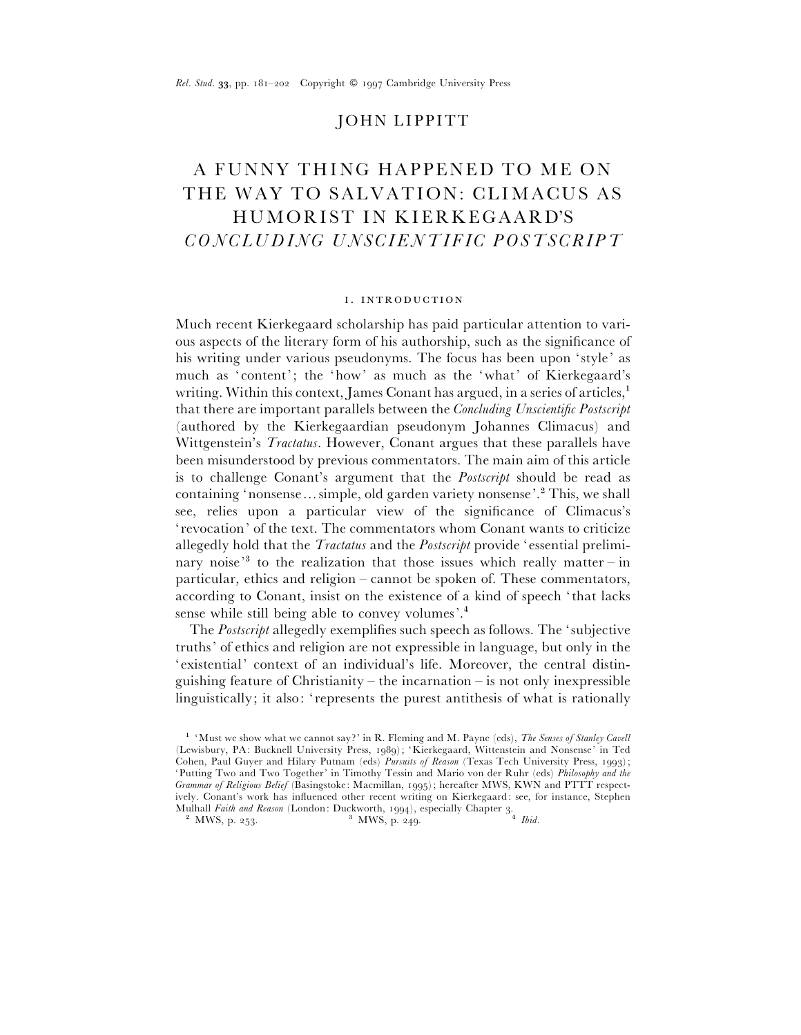# JOHN LIPPITT

# A FUNNY THING HAPPENED TO ME ON THE WAY TO SALVATION: CLIMACUS AS HUMORIST IN KIERKEGAARD'S *CONCLUDING UNSCIENTIFIC POSTSCRIPT*

## I. INTRODUCTION

Much recent Kierkegaard scholarship has paid particular attention to various aspects of the literary form of his authorship, such as the significance of his writing under various pseudonyms. The focus has been upon 'style' as much as 'content'; the 'how' as much as the 'what' of Kierkegaard's writing. Within this context, James Conant has argued, in a series of articles,[1] that there are important parallels between the *Concluding Unscientific Postscript* (authored by the Kierkegaardian pseudonym Johannes Climacus) and Wittgenstein's *Tractatus*. However, Conant argues that these parallels have been misunderstood by previous commentators. The main aim of this article is to challenge Conant's argument that the *Postscript* should be read as containing 'nonsense...simple, old garden variety nonsense'.[2] This, we shall see, relies upon a particular view of the significance of Climacus's 'revocation' of the text. The commentators whom Conant wants to criticize allegedly hold that the *Tractatus* and the *Postscript* provide 'essential preliminary noise'[3] to the realization that those issues which really matter – in particular, ethics and religion – cannot be spoken of. These commentators, according to Conant, insist on the existence of a kind of speech 'that lacks sense while still being able to convey volumes'.[4]

The *Postscript* allegedly exemplifies such speech as follows. The 'subjective truths' of ethics and religion are not expressible in language, but only in the 'existential' context of an individual's life. Moreover, the central distinguishing feature of Christianity – the incarnation – is not only inexpressible linguistically; it also: 'represents the purest antithesis of what is rationally

---

[1] 'Must we show what we cannot say?' in R. Fleming and M. Payne (eds), *The Senses of Stanley Cavell* (Lewisbury, PA: Bucknell University Press, 1989); 'Kierkegaard, Wittenstein and Nonsense' in Ted Cohen, Paul Guyer and Hilary Putnam (eds) *Pursuits of Reason* (Texas Tech University Press, 1993); 'Putting Two and Two Together' in Timothy Tessin and Mario von der Ruhr (eds) *Philosophy and the Grammar of Religious Belief* (Basingstoke: Macmillan, 1995); hereafter MWS, KWN and PTTT respectively. Conant's work has influenced other recent writing on Kierkegaard: see, for instance, Stephen Mulhall *Faith and Reason* (London: Duckworth, 1994), especially Chapter 3.

[2] MWS, p. 253.

[3] MWS, p. 249.

[4] *Ibid.*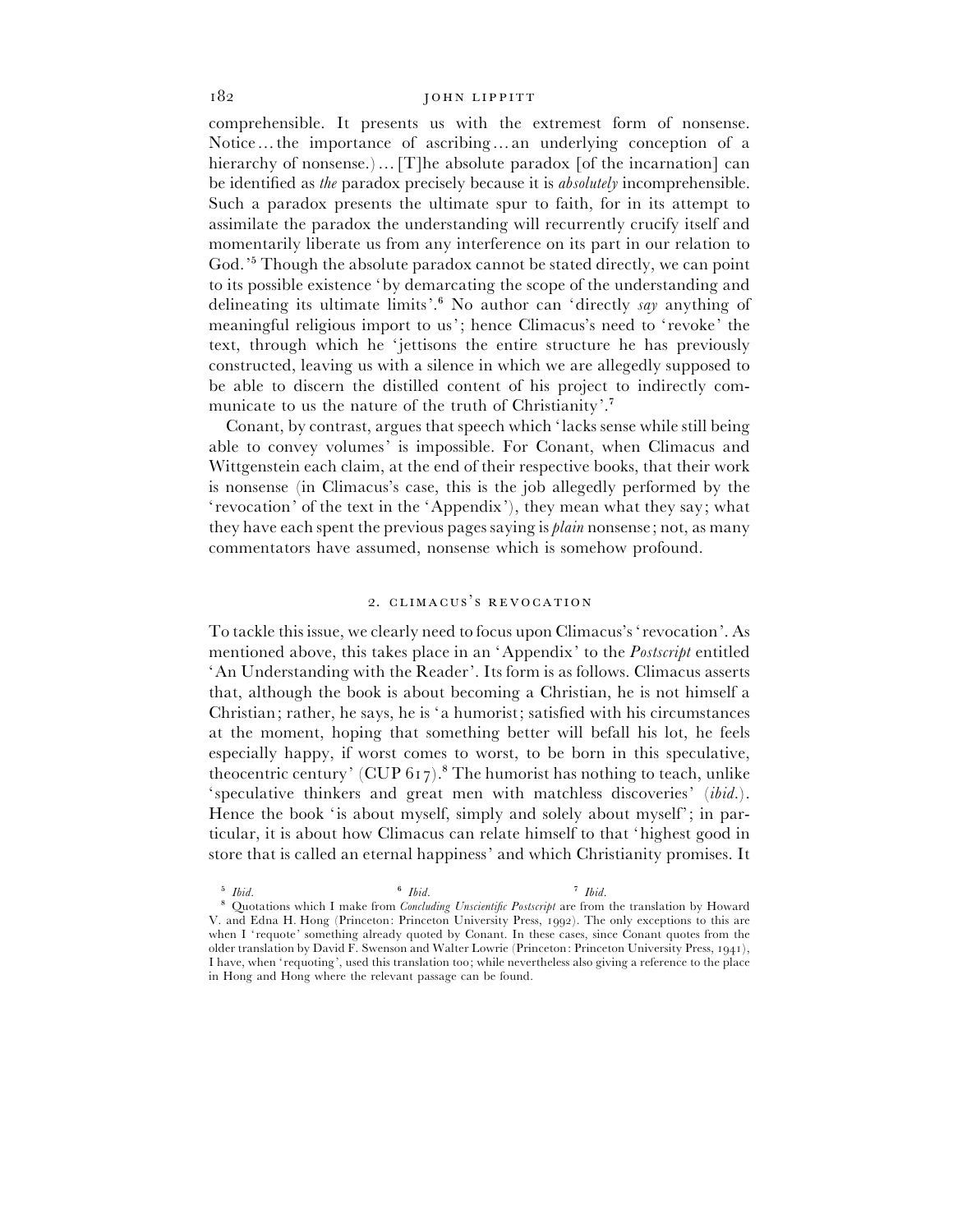comprehensible. It presents us with the extremest form of nonsense. Notice ... the importance of ascribing ... an underlying conception of a hierarchy of nonsense.) ... [T]he absolute paradox [of the incarnation] can be identified as *the* paradox precisely because it is *absolutely* incomprehensible. Such a paradox presents the ultimate spur to faith, for in its attempt to assimilate the paradox the understanding will recurrently crucify itself and momentarily liberate us from any interference on its part in our relation to God.'[5] Though the absolute paradox cannot be stated directly, we can point to its possible existence 'by demarcating the scope of the understanding and delineating its ultimate limits'.[6] No author can 'directly *say* anything of meaningful religious import to us'; hence Climacus's need to 'revoke' the text, through which he 'jettisons the entire structure he has previously constructed, leaving us with a silence in which we are allegedly supposed to be able to discern the distilled content of his project to indirectly communicate to us the nature of the truth of Christianity'.[7]

Conant, by contrast, argues that speech which 'lacks sense while still being able to convey volumes' is impossible. For Conant, when Climacus and Wittgenstein each claim, at the end of their respective books, that their work is nonsense (in Climacus's case, this is the job allegedly performed by the 'revocation' of the text in the 'Appendix'), they mean what they say; what they have each spent the previous pages saying is *plain* nonsense; not, as many commentators have assumed, nonsense which is somehow profound.

## 2. Climacus's revocation

To tackle this issue, we clearly need to focus upon Climacus's 'revocation'. As mentioned above, this takes place in an 'Appendix' to the *Postscript* entitled 'An Understanding with the Reader'. Its form is as follows. Climacus asserts that, although the book is about becoming a Christian, he is not himself a Christian; rather, he says, he is 'a humorist; satisfied with his circumstances at the moment, hoping that something better will befall his lot, he feels especially happy, if worst comes to worst, to be born in this speculative, theocentric century' (CUP 617).[8] The humorist has nothing to teach, unlike 'speculative thinkers and great men with matchless discoveries' (*ibid.*). Hence the book 'is about myself, simply and solely about myself'; in particular, it is about how Climacus can relate himself to that 'highest good in store that is called an eternal happiness' and which Christianity promises. It

[5] *Ibid.* [6] *Ibid.* [7] *Ibid.*

[8] Quotations which I make from *Concluding Unscientific Postscript* are from the translation by Howard V. and Edna H. Hong (Princeton: Princeton University Press, 1992). The only exceptions to this are when I 'requote' something already quoted by Conant. In these cases, since Conant quotes from the older translation by David F. Swenson and Walter Lowrie (Princeton: Princeton University Press, 1941), I have, when 'requoting', used this translation too; while nevertheless also giving a reference to the place in Hong and Hong where the relevant passage can be found.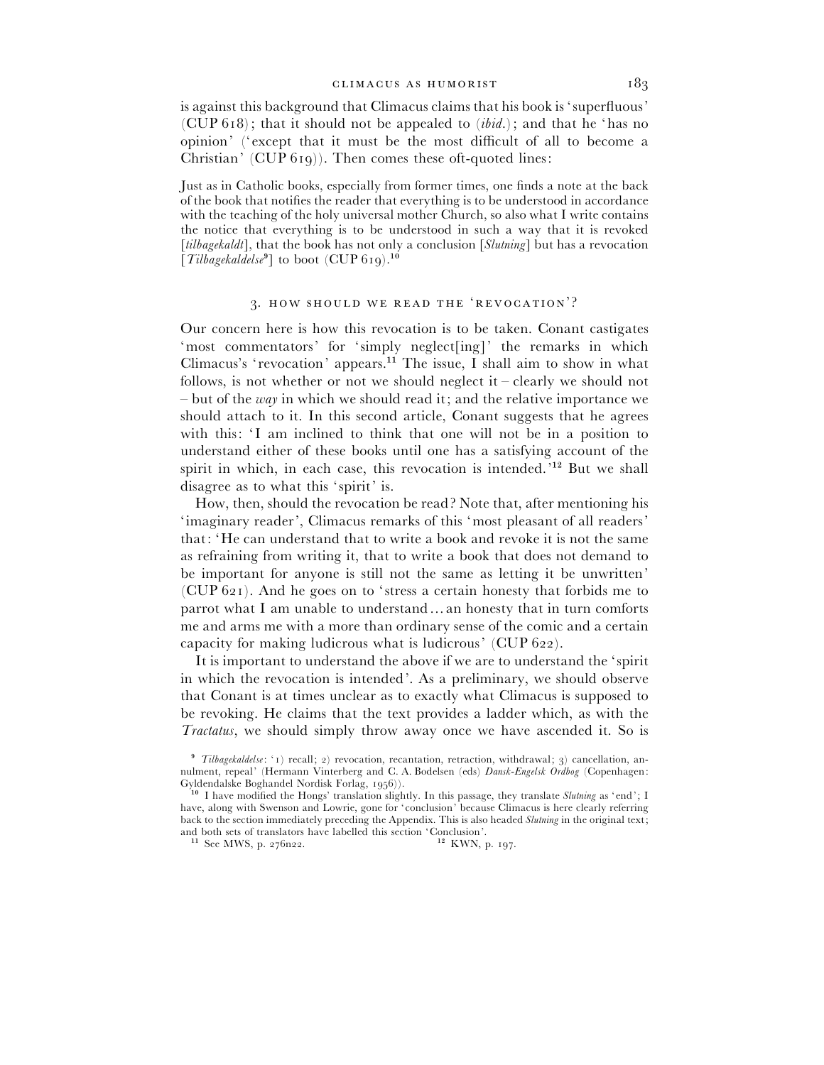is against this background that Climacus claims that his book is 'superfluous' (CUP 618); that it should not be appealed to (*ibid.*); and that he 'has no opinion' ('except that it must be the most difficult of all to become a Christian' (CUP 619)). Then comes these oft-quoted lines:

> Just as in Catholic books, especially from former times, one finds a note at the back of the book that notifies the reader that everything is to be understood in accordance with the teaching of the holy universal mother Church, so also what I write contains the notice that everything is to be understood in such a way that it is revoked [*tilbagekaldt*], that the book has not only a conclusion [*Slutning*] but has a revocation [*Tilbagekaldelse*[9]] to boot (CUP 619).[10]

### 3. HOW SHOULD WE READ THE 'REVOCATION'?

Our concern here is how this revocation is to be taken. Conant castigates 'most commentators' for 'simply neglect[ing]' the remarks in which Climacus's 'revocation' appears.[11] The issue, I shall aim to show in what follows, is not whether or not we should neglect it – clearly we should not – but of the *way* in which we should read it; and the relative importance we should attach to it. In this second article, Conant suggests that he agrees with this: 'I am inclined to think that one will not be in a position to understand either of these books until one has a satisfying account of the spirit in which, in each case, this revocation is intended.'[12] But we shall disagree as to what this 'spirit' is.

How, then, should the revocation be read? Note that, after mentioning his 'imaginary reader', Climacus remarks of this 'most pleasant of all readers' that: 'He can understand that to write a book and revoke it is not the same as refraining from writing it, that to write a book that does not demand to be important for anyone is still not the same as letting it be unwritten' (CUP 621). And he goes on to 'stress a certain honesty that forbids me to parrot what I am unable to understand... an honesty that in turn comforts me and arms me with a more than ordinary sense of the comic and a certain capacity for making ludicrous what is ludicrous' (CUP 622).

It is important to understand the above if we are to understand the 'spirit in which the revocation is intended'. As a preliminary, we should observe that Conant is at times unclear as to exactly what Climacus is supposed to be revoking. He claims that the text provides a ladder which, as with the *Tractatus*, we should simply throw away once we have ascended it. So is

---

[9] *Tilbagekaldelse*: '1) recall; 2) revocation, recantation, retraction, withdrawal; 3) cancellation, annulment, repeal' (Hermann Vinterberg and C. A. Bodelsen (eds) *Dansk-Engelsk Ordbog* (Copenhagen: Gyldendalske Boghandel Nordisk Forlag, 1956)).

[10] I have modified the Hongs' translation slightly. In this passage, they translate *Slutning* as 'end'; I have, along with Swenson and Lowrie, gone for 'conclusion' because Climacus is here clearly referring back to the section immediately preceding the Appendix. This is also headed *Slutning* in the original text; and both sets of translators have labelled this section 'Conclusion'.

[11] See MWS, p. 276n22.

[12] KWN, p. 197.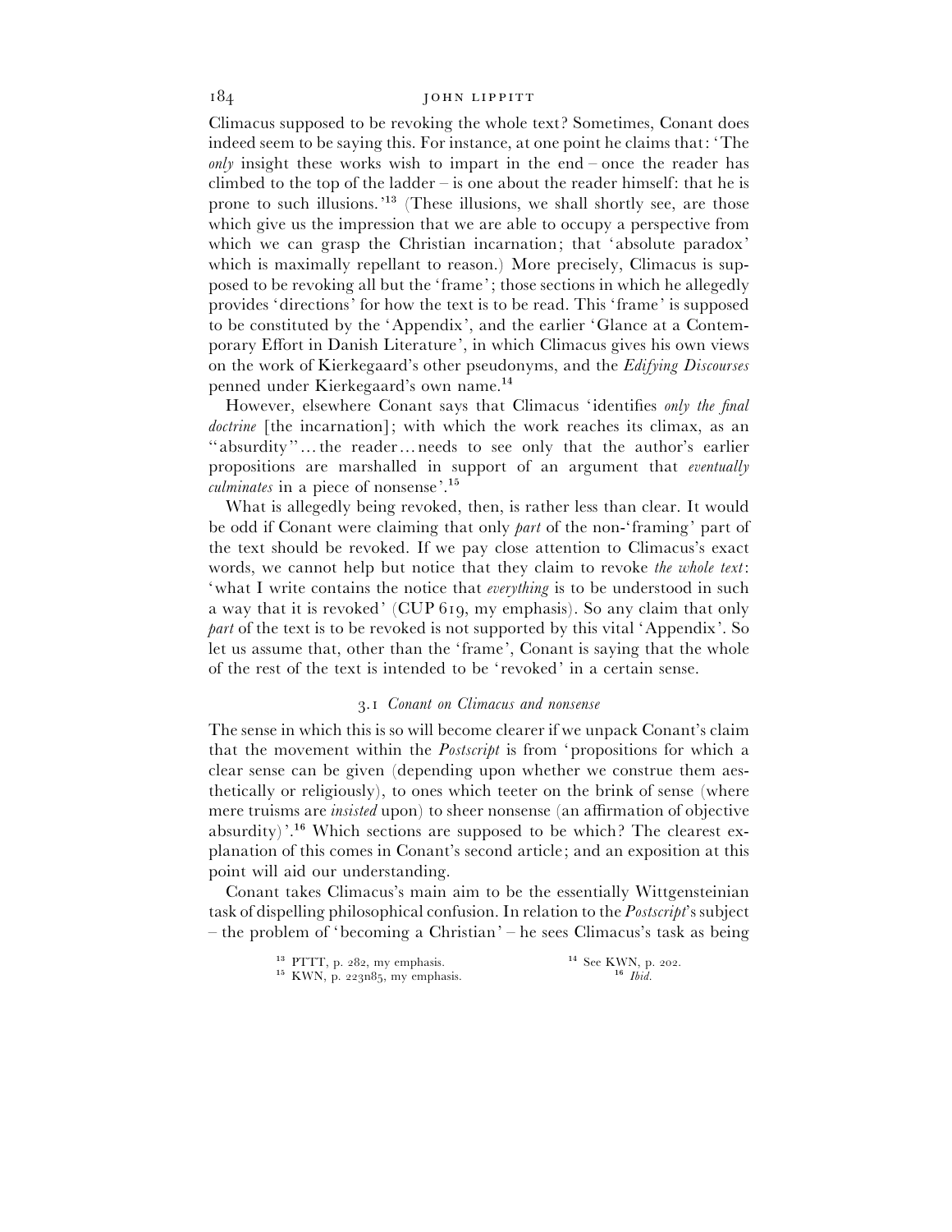Climacus supposed to be revoking the whole text? Sometimes, Conant does indeed seem to be saying this. For instance, at one point he claims that: 'The *only* insight these works wish to impart in the end – once the reader has climbed to the top of the ladder – is one about the reader himself: that he is prone to such illusions.'[13] (These illusions, we shall shortly see, are those which give us the impression that we are able to occupy a perspective from which we can grasp the Christian incarnation; that 'absolute paradox' which is maximally repellant to reason.) More precisely, Climacus is supposed to be revoking all but the 'frame'; those sections in which he allegedly provides 'directions' for how the text is to be read. This 'frame' is supposed to be constituted by the 'Appendix', and the earlier 'Glance at a Contemporary Effort in Danish Literature', in which Climacus gives his own views on the work of Kierkegaard's other pseudonyms, and the *Edifying Discourses* penned under Kierkegaard's own name.[14]

However, elsewhere Conant says that Climacus 'identifies *only the final doctrine* [the incarnation]; with which the work reaches its climax, as an "absurdity"… the reader… needs to see only that the author's earlier propositions are marshalled in support of an argument that *eventually culminates* in a piece of nonsense'.[15]

What is allegedly being revoked, then, is rather less than clear. It would be odd if Conant were claiming that only *part* of the non-'framing' part of the text should be revoked. If we pay close attention to Climacus's exact words, we cannot help but notice that they claim to revoke *the whole text*: 'what I write contains the notice that *everything* is to be understood in such a way that it is revoked' (CUP 619, my emphasis). So any claim that only *part* of the text is to be revoked is not supported by this vital 'Appendix'. So let us assume that, other than the 'frame', Conant is saying that the whole of the rest of the text is intended to be 'revoked' in a certain sense.

### 3.1 *Conant on Climacus and nonsense*

The sense in which this is so will become clearer if we unpack Conant's claim that the movement within the *Postscript* is from 'propositions for which a clear sense can be given (depending upon whether we construe them aesthetically or religiously), to ones which teeter on the brink of sense (where mere truisms are *insisted* upon) to sheer nonsense (an affirmation of objective absurdity)'.[16] Which sections are supposed to be which? The clearest explanation of this comes in Conant's second article; and an exposition at this point will aid our understanding.

Conant takes Climacus's main aim to be the essentially Wittgensteinian task of dispelling philosophical confusion. In relation to the *Postscript*'s subject – the problem of 'becoming a Christian' – he sees Climacus's task as being

[13] PTTT, p. 282, my emphasis.
[14] See KWN, p. 202.
[15] KWN, p. 223n85, my emphasis.
[16] *Ibid.*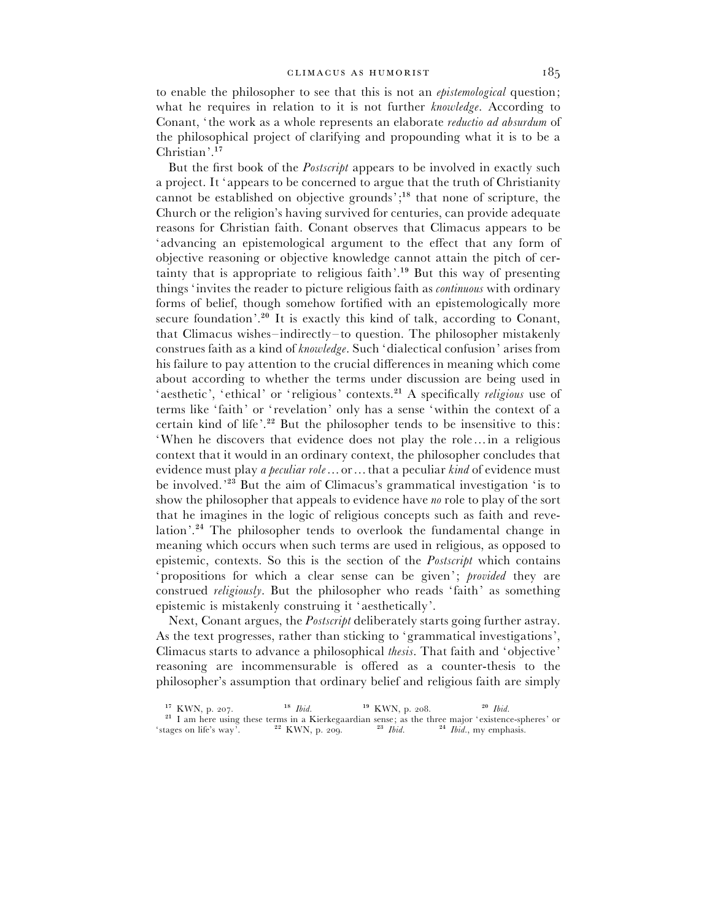to enable the philosopher to see that this is not an *epistemological* question; what he requires in relation to it is not further *knowledge*. According to Conant, 'the work as a whole represents an elaborate *reductio ad absurdum* of the philosophical project of clarifying and propounding what it is to be a Christian'.[17]

But the first book of the *Postscript* appears to be involved in exactly such a project. It 'appears to be concerned to argue that the truth of Christianity cannot be established on objective grounds';[18] that none of scripture, the Church or the religion's having survived for centuries, can provide adequate reasons for Christian faith. Conant observes that Climacus appears to be 'advancing an epistemological argument to the effect that any form of objective reasoning or objective knowledge cannot attain the pitch of certainty that is appropriate to religious faith'.[19] But this way of presenting things 'invites the reader to picture religious faith as *continuous* with ordinary forms of belief, though somehow fortified with an epistemologically more secure foundation'.[20] It is exactly this kind of talk, according to Conant, that Climacus wishes–indirectly–to question. The philosopher mistakenly construes faith as a kind of *knowledge*. Such 'dialectical confusion' arises from his failure to pay attention to the crucial differences in meaning which come about according to whether the terms under discussion are being used in 'aesthetic', 'ethical' or 'religious' contexts.[21] A specifically *religious* use of terms like 'faith' or 'revelation' only has a sense 'within the context of a certain kind of life'.[22] But the philosopher tends to be insensitive to this: 'When he discovers that evidence does not play the role … in a religious context that it would in an ordinary context, the philosopher concludes that evidence must play *a peculiar role* … or … that a peculiar *kind* of evidence must be involved.'[23] But the aim of Climacus's grammatical investigation 'is to show the philosopher that appeals to evidence have *no* role to play of the sort that he imagines in the logic of religious concepts such as faith and revelation'.[24] The philosopher tends to overlook the fundamental change in meaning which occurs when such terms are used in religious, as opposed to epistemic, contexts. So this is the section of the *Postscript* which contains 'propositions for which a clear sense can be given'; *provided* they are construed *religiously*. But the philosopher who reads 'faith' as something epistemic is mistakenly construing it 'aesthetically'.

Next, Conant argues, the *Postscript* deliberately starts going further astray. As the text progresses, rather than sticking to 'grammatical investigations', Climacus starts to advance a philosophical *thesis*. That faith and 'objective' reasoning are incommensurable is offered as a counter-thesis to the philosopher's assumption that ordinary belief and religious faith are simply

[17] KWN, p. 207. [18] *Ibid.* [19] KWN, p. 208. [20] *Ibid.*

[21] I am here using these terms in a Kierkegaardian sense; as the three major 'existence-spheres' or 'stages on life's way'. [22] KWN, p. 209. [23] *Ibid.* [24] *Ibid.*, my emphasis.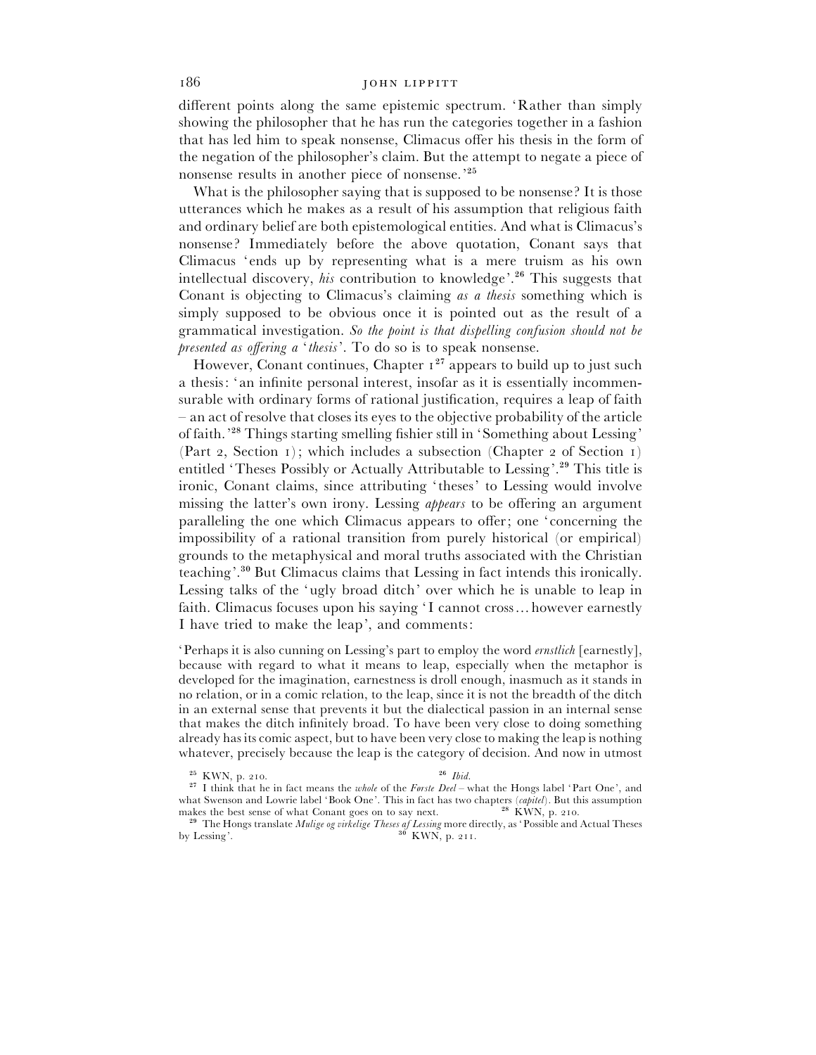different points along the same epistemic spectrum. 'Rather than simply showing the philosopher that he has run the categories together in a fashion that has led him to speak nonsense, Climacus offer his thesis in the form of the negation of the philosopher's claim. But the attempt to negate a piece of nonsense results in another piece of nonsense.'[25]

What is the philosopher saying that is supposed to be nonsense? It is those utterances which he makes as a result of his assumption that religious faith and ordinary belief are both epistemological entities. And what is Climacus's nonsense? Immediately before the above quotation, Conant says that Climacus 'ends up by representing what is a mere truism as his own intellectual discovery, *his* contribution to knowledge'.[26] This suggests that Conant is objecting to Climacus's claiming *as a thesis* something which is simply supposed to be obvious once it is pointed out as the result of a grammatical investigation. *So the point is that dispelling confusion should not be presented as offering a 'thesis'*. To do so is to speak nonsense.

However, Conant continues, Chapter 1[27] appears to build up to just such a thesis: 'an infinite personal interest, insofar as it is essentially incommensurable with ordinary forms of rational justification, requires a leap of faith – an act of resolve that closes its eyes to the objective probability of the article of faith.'[28] Things starting smelling fishier still in 'Something about Lessing' (Part 2, Section 1); which includes a subsection (Chapter 2 of Section 1) entitled 'Theses Possibly or Actually Attributable to Lessing'.[29] This title is ironic, Conant claims, since attributing 'theses' to Lessing would involve missing the latter's own irony. Lessing *appears* to be offering an argument paralleling the one which Climacus appears to offer; one 'concerning the impossibility of a rational transition from purely historical (or empirical) grounds to the metaphysical and moral truths associated with the Christian teaching'.[30] But Climacus claims that Lessing in fact intends this ironically. Lessing talks of the 'ugly broad ditch' over which he is unable to leap in faith. Climacus focuses upon his saying 'I cannot cross… however earnestly I have tried to make the leap', and comments:

> 'Perhaps it is also cunning on Lessing's part to employ the word *ernstlich* [earnestly], because with regard to what it means to leap, especially when the metaphor is developed for the imagination, earnestness is droll enough, inasmuch as it stands in no relation, or in a comic relation, to the leap, since it is not the breadth of the ditch in an external sense that prevents it but the dialectical passion in an internal sense that makes the ditch infinitely broad. To have been very close to doing something already has its comic aspect, but to have been very close to making the leap is nothing whatever, precisely because the leap is the category of decision. And now in utmost

---

[25] KWN, p. 210.

[26] *Ibid.*

[27] I think that he in fact means the *whole* of the *Første Deel* – what the Hongs label 'Part One', and what Swenson and Lowrie label 'Book One'. This in fact has two chapters (*capitel*). But this assumption makes the best sense of what Conant goes on to say next.

[28] KWN, p. 210.

[29] The Hongs translate *Mulige og virkelige Theses af Lessing* more directly, as 'Possible and Actual Theses by Lessing'.

[30] KWN, p. 211.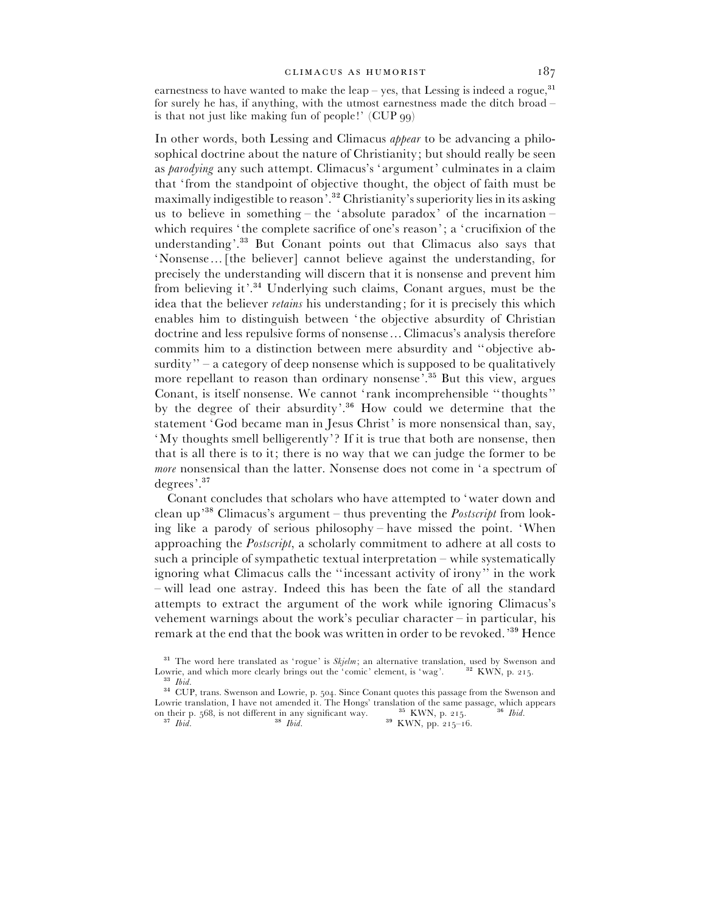earnestness to have wanted to make the leap – yes, that Lessing is indeed a rogue,[31] for surely he has, if anything, with the utmost earnestness made the ditch broad – is that not just like making fun of people!' (CUP 99)

In other words, both Lessing and Climacus *appear* to be advancing a philosophical doctrine about the nature of Christianity; but should really be seen as *parodying* any such attempt. Climacus's 'argument' culminates in a claim that 'from the standpoint of objective thought, the object of faith must be maximally indigestible to reason'.[32] Christianity's superiority lies in its asking us to believe in something – the 'absolute paradox' of the incarnation – which requires 'the complete sacrifice of one's reason'; a 'crucifixion of the understanding'.[33] But Conant points out that Climacus also says that 'Nonsense ... [the believer] cannot believe against the understanding, for precisely the understanding will discern that it is nonsense and prevent him from believing it'.[34] Underlying such claims, Conant argues, must be the idea that the believer *retains* his understanding; for it is precisely this which enables him to distinguish between 'the objective absurdity of Christian doctrine and less repulsive forms of nonsense ... Climacus's analysis therefore commits him to a distinction between mere absurdity and "objective absurdity" – a category of deep nonsense which is supposed to be qualitatively more repellant to reason than ordinary nonsense'.[35] But this view, argues Conant, is itself nonsense. We cannot 'rank incomprehensible "thoughts" by the degree of their absurdity'.[36] How could we determine that the statement 'God became man in Jesus Christ' is more nonsensical than, say, 'My thoughts smell belligerently'? If it is true that both are nonsense, then that is all there is to it; there is no way that we can judge the former to be *more* nonsensical than the latter. Nonsense does not come in 'a spectrum of degrees'.[37]

Conant concludes that scholars who have attempted to 'water down and clean up'[38] Climacus's argument – thus preventing the *Postscript* from looking like a parody of serious philosophy – have missed the point. 'When approaching the *Postscript*, a scholarly commitment to adhere at all costs to such a principle of sympathetic textual interpretation – while systematically ignoring what Climacus calls the "incessant activity of irony" in the work – will lead one astray. Indeed this has been the fate of all the standard attempts to extract the argument of the work while ignoring Climacus's vehement warnings about the work's peculiar character – in particular, his remark at the end that the book was written in order to be revoked.'[39] Hence

[31] The word here translated as 'rogue' is *Skjelm*; an alternative translation, used by Swenson and Lowrie, and which more clearly brings out the 'comic' element, is 'wag'.

[32] KWN, p. 215.

[33] *Ibid.*

[34] CUP, trans. Swenson and Lowrie, p. 504. Since Conant quotes this passage from the Swenson and Lowrie translation, I have not amended it. The Hongs' translation of the same passage, which appears on their p. 568, is not different in any significant way.

[35] KWN, p. 215.

[36] *Ibid.*

[37] *Ibid.*

[38] *Ibid.*

[39] KWN, pp. 215–16.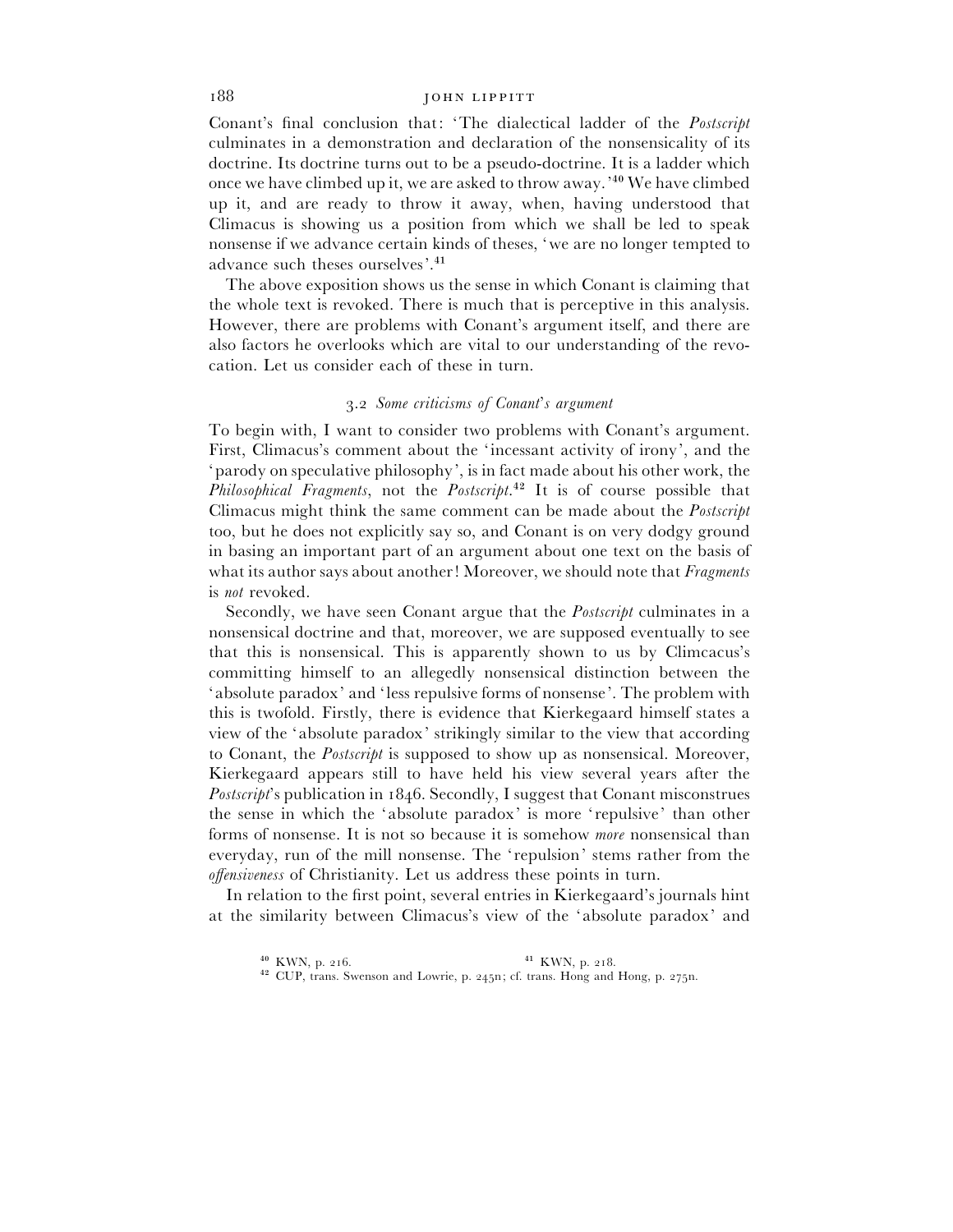Conant's final conclusion that: 'The dialectical ladder of the *Postscript* culminates in a demonstration and declaration of the nonsensicality of its doctrine. Its doctrine turns out to be a pseudo-doctrine. It is a ladder which once we have climbed up it, we are asked to throw away.'[40] We have climbed up it, and are ready to throw it away, when, having understood that Climacus is showing us a position from which we shall be led to speak nonsense if we advance certain kinds of theses, 'we are no longer tempted to advance such theses ourselves'.[41]

The above exposition shows us the sense in which Conant is claiming that the whole text is revoked. There is much that is perceptive in this analysis. However, there are problems with Conant's argument itself, and there are also factors he overlooks which are vital to our understanding of the revocation. Let us consider each of these in turn.

### 3.2 *Some criticisms of Conant's argument*

To begin with, I want to consider two problems with Conant's argument. First, Climacus's comment about the 'incessant activity of irony', and the 'parody on speculative philosophy', is in fact made about his other work, the *Philosophical Fragments*, not the *Postscript*.[42] It is of course possible that Climacus might think the same comment can be made about the *Postscript* too, but he does not explicitly say so, and Conant is on very dodgy ground in basing an important part of an argument about one text on the basis of what its author says about another! Moreover, we should note that *Fragments* is *not* revoked.

Secondly, we have seen Conant argue that the *Postscript* culminates in a nonsensical doctrine and that, moreover, we are supposed eventually to see that this is nonsensical. This is apparently shown to us by Climcacus's committing himself to an allegedly nonsensical distinction between the 'absolute paradox' and 'less repulsive forms of nonsense'. The problem with this is twofold. Firstly, there is evidence that Kierkegaard himself states a view of the 'absolute paradox' strikingly similar to the view that according to Conant, the *Postscript* is supposed to show up as nonsensical. Moreover, Kierkegaard appears still to have held his view several years after the *Postscript*'s publication in 1846. Secondly, I suggest that Conant misconstrues the sense in which the 'absolute paradox' is more 'repulsive' than other forms of nonsense. It is not so because it is somehow *more* nonsensical than everyday, run of the mill nonsense. The 'repulsion' stems rather from the *offensiveness* of Christianity. Let us address these points in turn.

In relation to the first point, several entries in Kierkegaard's journals hint at the similarity between Climacus's view of the 'absolute paradox' and

[40] KWN, p. 216. [41] KWN, p. 218.

[42] CUP, trans. Swenson and Lowrie, p. 245n; cf. trans. Hong and Hong, p. 275n.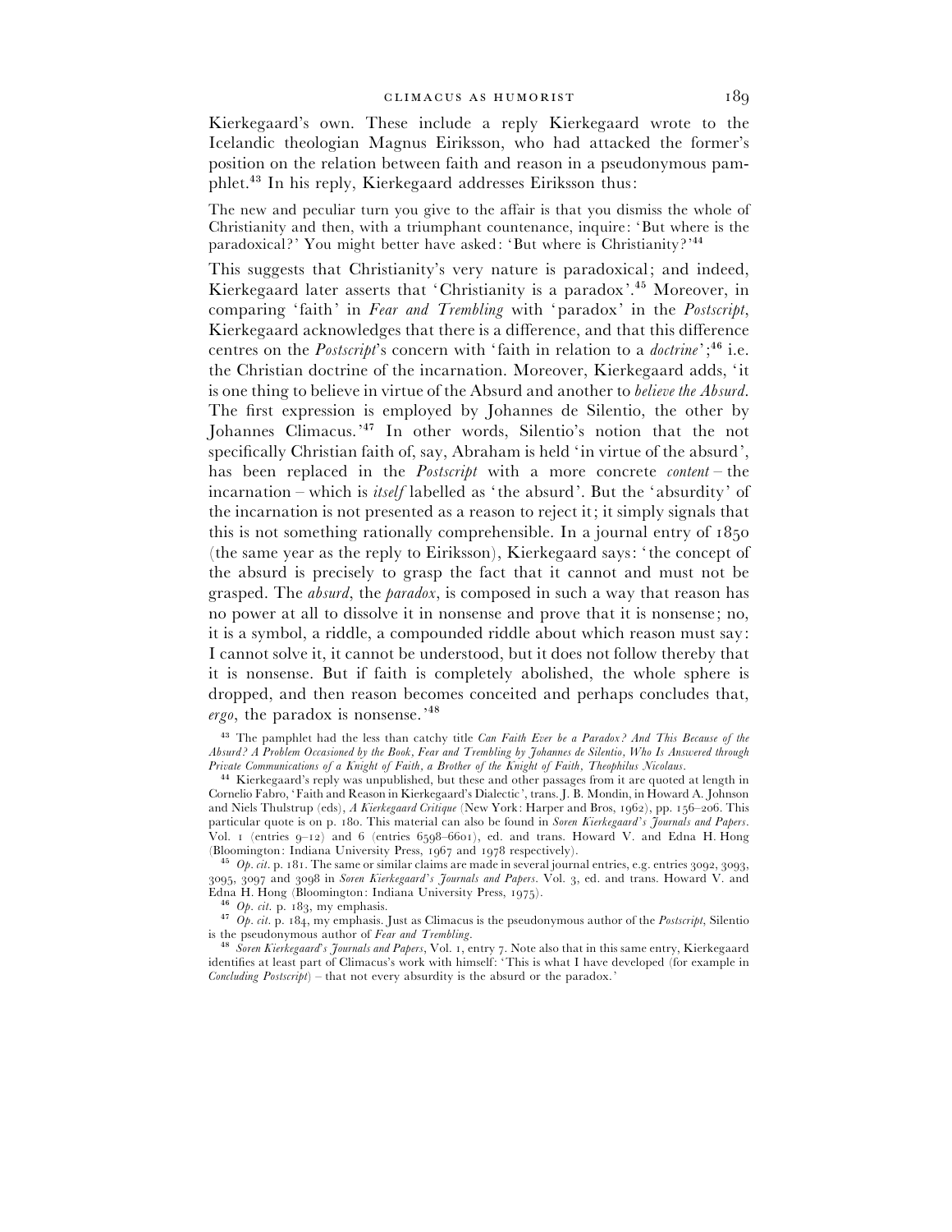Kierkegaard's own. These include a reply Kierkegaard wrote to the Icelandic theologian Magnus Eiriksson, who had attacked the former's position on the relation between faith and reason in a pseudonymous pamphlet.[43] In his reply, Kierkegaard addresses Eiriksson thus:

> The new and peculiar turn you give to the affair is that you dismiss the whole of Christianity and then, with a triumphant countenance, inquire: 'But where is the paradoxical?' You might better have asked: 'But where is Christianity?'[44]

This suggests that Christianity's very nature is paradoxical; and indeed, Kierkegaard later asserts that 'Christianity is a paradox'.[45] Moreover, in comparing 'faith' in *Fear and Trembling* with 'paradox' in the *Postscript*, Kierkegaard acknowledges that there is a difference, and that this difference centres on the *Postscript*'s concern with 'faith in relation to a *doctrine*';[46] i.e. the Christian doctrine of the incarnation. Moreover, Kierkegaard adds, 'it is one thing to believe in virtue of the Absurd and another to *believe the Absurd*. The first expression is employed by Johannes de Silentio, the other by Johannes Climacus.'[47] In other words, Silentio's notion that the not specifically Christian faith of, say, Abraham is held 'in virtue of the absurd', has been replaced in the *Postscript* with a more concrete *content* – the incarnation – which is *itself* labelled as 'the absurd'. But the 'absurdity' of the incarnation is not presented as a reason to reject it; it simply signals that this is not something rationally comprehensible. In a journal entry of 1850 (the same year as the reply to Eiriksson), Kierkegaard says: 'the concept of the absurd is precisely to grasp the fact that it cannot and must not be grasped. The *absurd*, the *paradox*, is composed in such a way that reason has no power at all to dissolve it in nonsense and prove that it is nonsense; no, it is a symbol, a riddle, a compounded riddle about which reason must say: I cannot solve it, it cannot be understood, but it does not follow thereby that it is nonsense. But if faith is completely abolished, the whole sphere is dropped, and then reason becomes conceited and perhaps concludes that, *ergo*, the paradox is nonsense.'[48]

[43] The pamphlet had the less than catchy title *Can Faith Ever be a Paradox? And This Because of the Absurd? A Problem Occasioned by the Book, Fear and Trembling by Johannes de Silentio, Who Is Answered through Private Communications of a Knight of Faith, a Brother of the Knight of Faith, Theophilus Nicolaus*.

[44] Kierkegaard's reply was unpublished, but these and other passages from it are quoted at length in Cornelio Fabro, 'Faith and Reason in Kierkegaard's Dialectic', trans. J. B. Mondin, in Howard A. Johnson and Niels Thulstrup (eds), *A Kierkegaard Critique* (New York: Harper and Bros, 1962), pp. 156–206. This particular quote is on p. 180. This material can also be found in *Soren Kierkegaard's Journals and Papers*. Vol. 1 (entries 9–12) and 6 (entries 6598–6601), ed. and trans. Howard V. and Edna H. Hong (Bloomington: Indiana University Press, 1967 and 1978 respectively).

[45] *Op. cit.* p. 181. The same or similar claims are made in several journal entries, e.g. entries 3092, 3093, 3095, 3097 and 3098 in *Soren Kierkegaard's Journals and Papers*. Vol. 3, ed. and trans. Howard V. and Edna H. Hong (Bloomington: Indiana University Press, 1975).

[46] *Op. cit.* p. 183, my emphasis.

[47] *Op. cit.* p. 184, my emphasis. Just as Climacus is the pseudonymous author of the *Postscript*, Silentio is the pseudonymous author of *Fear and Trembling*.

[48] *Soren Kierkegaard's Journals and Papers*, Vol. 1, entry 7. Note also that in this same entry, Kierkegaard identifies at least part of Climacus's work with himself: 'This is what I have developed (for example in *Concluding Postscript*) – that not every absurdity is the absurd or the paradox.'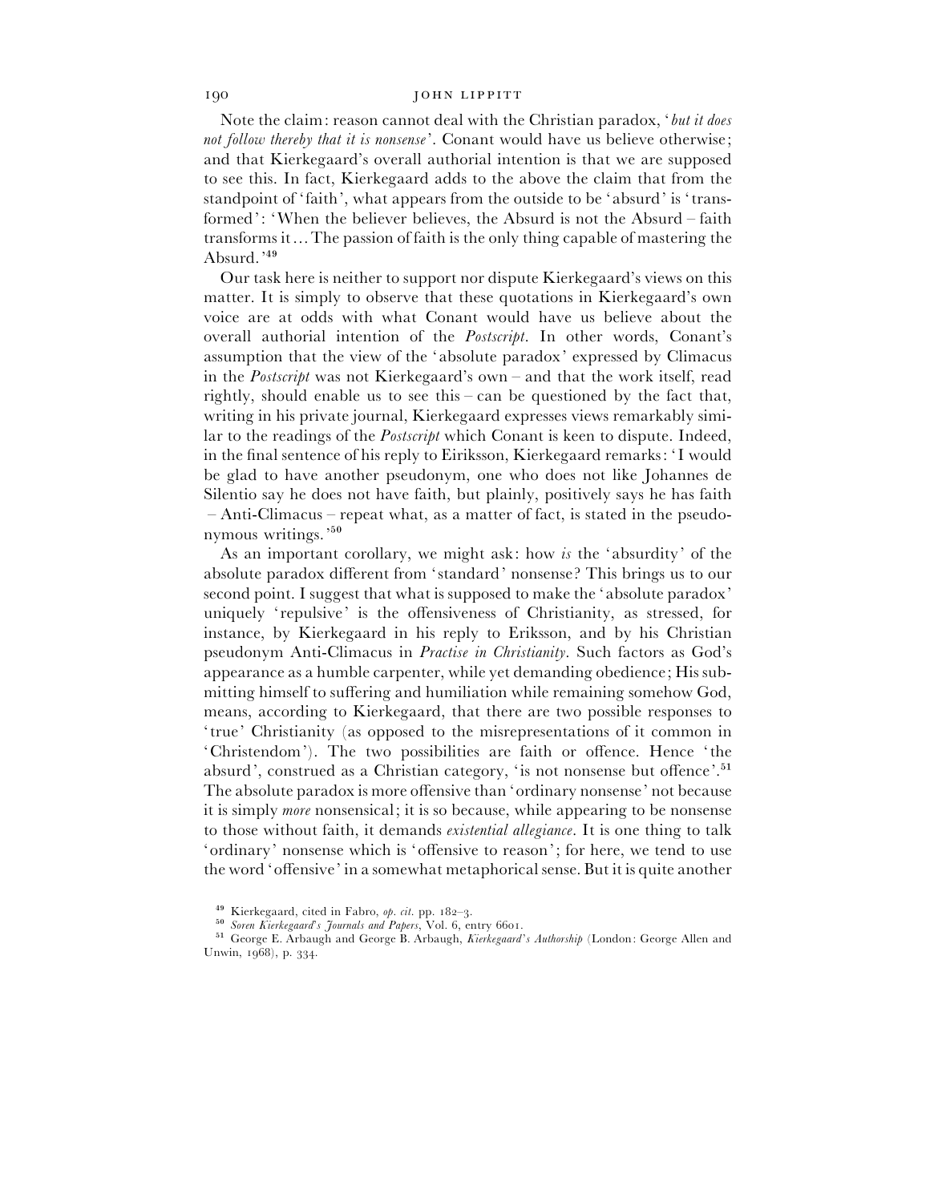Note the claim: reason cannot deal with the Christian paradox, '*but it does not follow thereby that it is nonsense*'. Conant would have us believe otherwise; and that Kierkegaard's overall authorial intention is that we are supposed to see this. In fact, Kierkegaard adds to the above the claim that from the standpoint of 'faith', what appears from the outside to be 'absurd' is 'transformed': 'When the believer believes, the Absurd is not the Absurd – faith transforms it … The passion of faith is the only thing capable of mastering the Absurd.'[49]

Our task here is neither to support nor dispute Kierkegaard's views on this matter. It is simply to observe that these quotations in Kierkegaard's own voice are at odds with what Conant would have us believe about the overall authorial intention of the *Postscript*. In other words, Conant's assumption that the view of the 'absolute paradox' expressed by Climacus in the *Postscript* was not Kierkegaard's own – and that the work itself, read rightly, should enable us to see this – can be questioned by the fact that, writing in his private journal, Kierkegaard expresses views remarkably similar to the readings of the *Postscript* which Conant is keen to dispute. Indeed, in the final sentence of his reply to Eiriksson, Kierkegaard remarks: 'I would be glad to have another pseudonym, one who does not like Johannes de Silentio say he does not have faith, but plainly, positively says he has faith – Anti-Climacus – repeat what, as a matter of fact, is stated in the pseudonymous writings.'[50]

As an important corollary, we might ask: how *is* the 'absurdity' of the absolute paradox different from 'standard' nonsense? This brings us to our second point. I suggest that what is supposed to make the 'absolute paradox' uniquely 'repulsive' is the offensiveness of Christianity, as stressed, for instance, by Kierkegaard in his reply to Eriksson, and by his Christian pseudonym Anti-Climacus in *Practise in Christianity*. Such factors as God's appearance as a humble carpenter, while yet demanding obedience; His submitting himself to suffering and humiliation while remaining somehow God, means, according to Kierkegaard, that there are two possible responses to 'true' Christianity (as opposed to the misrepresentations of it common in 'Christendom'). The two possibilities are faith or offence. Hence 'the absurd', construed as a Christian category, 'is not nonsense but offence'.[51] The absolute paradox is more offensive than 'ordinary nonsense' not because it is simply *more* nonsensical; it is so because, while appearing to be nonsense to those without faith, it demands *existential allegiance*. It is one thing to talk 'ordinary' nonsense which is 'offensive to reason'; for here, we tend to use the word 'offensive' in a somewhat metaphorical sense. But it is quite another

[49] Kierkegaard, cited in Fabro, *op. cit.* pp. 182–3.

[50] *Soren Kierkegaard's Journals and Papers*, Vol. 6, entry 6601.

[51] George E. Arbaugh and George B. Arbaugh, *Kierkegaard's Authorship* (London: George Allen and Unwin, 1968), p. 334.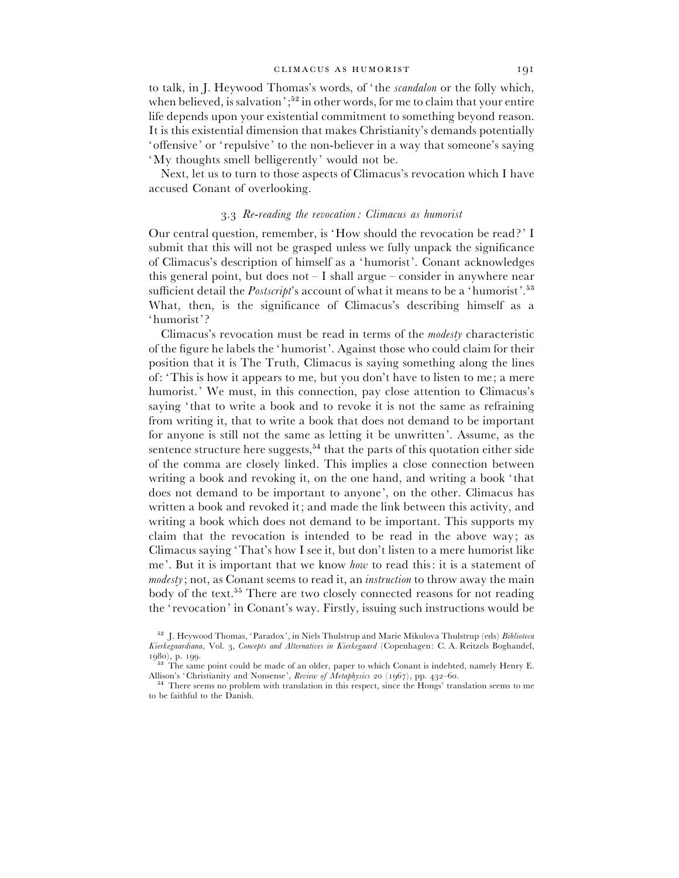to talk, in J. Heywood Thomas's words, of 'the *scandalon* or the folly which, when believed, is salvation';[52] in other words, for me to claim that your entire life depends upon your existential commitment to something beyond reason. It is this existential dimension that makes Christianity's demands potentially 'offensive' or 'repulsive' to the non-believer in a way that someone's saying 'My thoughts smell belligerently' would not be.

Next, let us to turn to those aspects of Climacus's revocation which I have accused Conant of overlooking.

### 3.3 *Re-reading the revocation: Climacus as humorist*

Our central question, remember, is 'How should the revocation be read?' I submit that this will not be grasped unless we fully unpack the significance of Climacus's description of himself as a 'humorist'. Conant acknowledges this general point, but does not – I shall argue – consider in anywhere near sufficient detail the *Postscript*'s account of what it means to be a 'humorist'.[53] What, then, is the significance of Climacus's describing himself as a 'humorist'?

Climacus's revocation must be read in terms of the *modesty* characteristic of the figure he labels the 'humorist'. Against those who could claim for their position that it is The Truth, Climacus is saying something along the lines of: 'This is how it appears to me, but you don't have to listen to me; a mere humorist.' We must, in this connection, pay close attention to Climacus's saying 'that to write a book and to revoke it is not the same as refraining from writing it, that to write a book that does not demand to be important for anyone is still not the same as letting it be unwritten'. Assume, as the sentence structure here suggests,[54] that the parts of this quotation either side of the comma are closely linked. This implies a close connection between writing a book and revoking it, on the one hand, and writing a book 'that does not demand to be important to anyone', on the other. Climacus has written a book and revoked it; and made the link between this activity, and writing a book which does not demand to be important. This supports my claim that the revocation is intended to be read in the above way; as Climacus saying 'That's how I see it, but don't listen to a mere humorist like me'. But it is important that we know *how* to read this: it is a statement of *modesty*; not, as Conant seems to read it, an *instruction* to throw away the main body of the text.[55] There are two closely connected reasons for not reading the 'revocation' in Conant's way. Firstly, issuing such instructions would be

[52] J. Heywood Thomas, 'Paradox', in Niels Thulstrup and Marie Mikulova Thulstrup (eds) *Biblioteca Kierkegaardiana*, Vol. 3, *Concepts and Alternatives in Kierkegaard* (Copenhagen: C. A. Reitzels Boghandel, 1980), p. 199.

[53] The same point could be made of an older, paper to which Conant is indebted, namely Henry E. Allison's 'Christianity and Nonsense', *Review of Metaphysics* 20 (1967), pp. 432–60.

[54] There seems no problem with translation in this respect, since the Hongs' translation seems to me to be faithful to the Danish.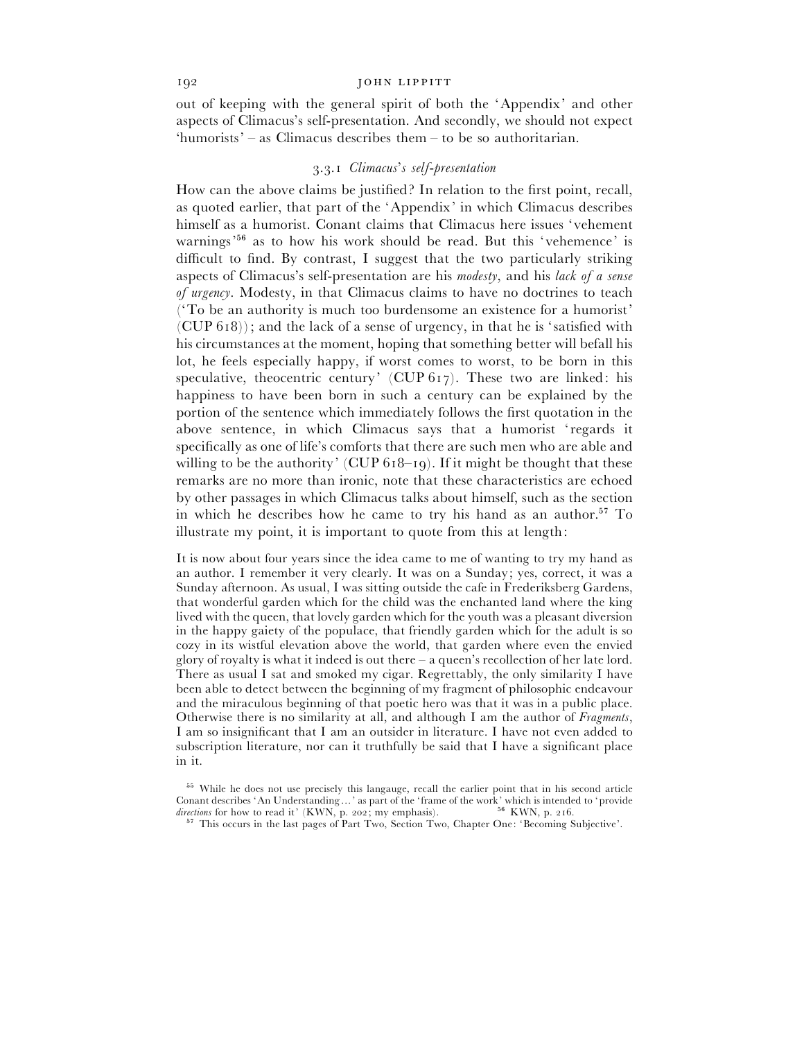out of keeping with the general spirit of both the 'Appendix' and other aspects of Climacus's self-presentation. And secondly, we should not expect 'humorists' – as Climacus describes them – to be so authoritarian.

### 3.3.1 *Climacus's self-presentation*

How can the above claims be justified? In relation to the first point, recall, as quoted earlier, that part of the 'Appendix' in which Climacus describes himself as a humorist. Conant claims that Climacus here issues 'vehement warnings'[56] as to how his work should be read. But this 'vehemence' is difficult to find. By contrast, I suggest that the two particularly striking aspects of Climacus's self-presentation are his *modesty*, and his *lack of a sense of urgency*. Modesty, in that Climacus claims to have no doctrines to teach ('To be an authority is much too burdensome an existence for a humorist' (CUP 618)); and the lack of a sense of urgency, in that he is 'satisfied with his circumstances at the moment, hoping that something better will befall his lot, he feels especially happy, if worst comes to worst, to be born in this speculative, theocentric century' (CUP 617). These two are linked: his happiness to have been born in such a century can be explained by the portion of the sentence which immediately follows the first quotation in the above sentence, in which Climacus says that a humorist 'regards it specifically as one of life's comforts that there are such men who are able and willing to be the authority' (CUP 618–19). If it might be thought that these remarks are no more than ironic, note that these characteristics are echoed by other passages in which Climacus talks about himself, such as the section in which he describes how he came to try his hand as an author.[57] To illustrate my point, it is important to quote from this at length:

> It is now about four years since the idea came to me of wanting to try my hand as an author. I remember it very clearly. It was on a Sunday; yes, correct, it was a Sunday afternoon. As usual, I was sitting outside the cafe in Frederiksberg Gardens, that wonderful garden which for the child was the enchanted land where the king lived with the queen, that lovely garden which for the youth was a pleasant diversion in the happy gaiety of the populace, that friendly garden which for the adult is so cozy in its wistful elevation above the world, that garden where even the envied glory of royalty is what it indeed is out there – a queen's recollection of her late lord. There as usual I sat and smoked my cigar. Regrettably, the only similarity I have been able to detect between the beginning of my fragment of philosophic endeavour and the miraculous beginning of that poetic hero was that it was in a public place. Otherwise there is no similarity at all, and although I am the author of *Fragments*, I am so insignificant that I am an outsider in literature. I have not even added to subscription literature, nor can it truthfully be said that I have a significant place in it.

---

[55] While he does not use precisely this langauge, recall the earlier point that in his second article Conant describes 'An Understanding...' as part of the 'frame of the work' which is intended to 'provide *directions* for how to read it' (KWN, p. 202; my emphasis).

[56] KWN, p. 216.

[57] This occurs in the last pages of Part Two, Section Two, Chapter One: 'Becoming Subjective'.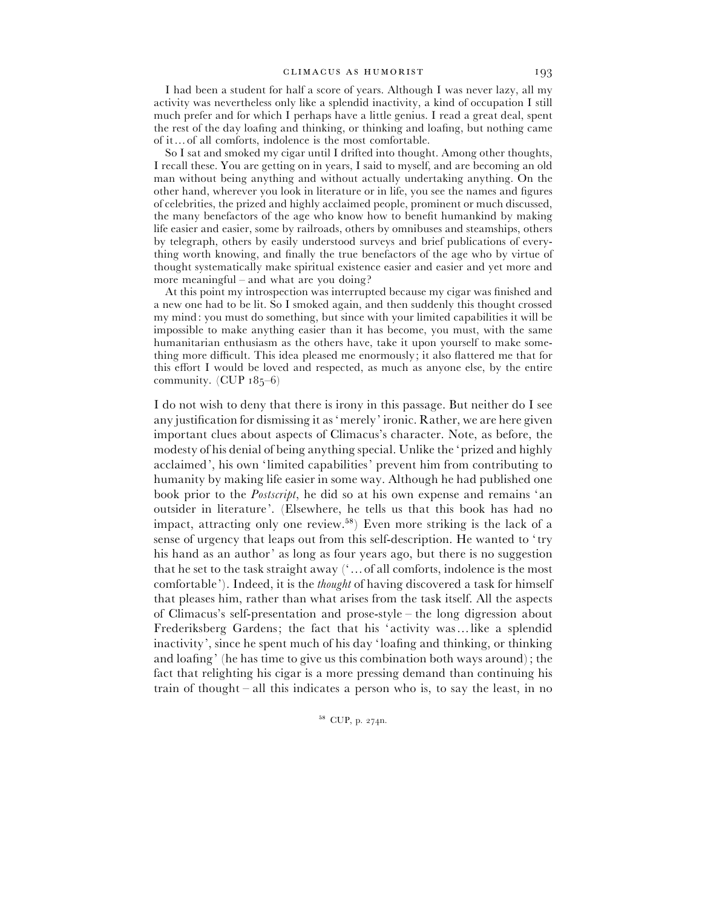> I had been a student for half a score of years. Although I was never lazy, all my activity was nevertheless only like a splendid inactivity, a kind of occupation I still much prefer and for which I perhaps have a little genius. I read a great deal, spent the rest of the day loafing and thinking, or thinking and loafing, but nothing came of it... of all comforts, indolence is the most comfortable.
>
> So I sat and smoked my cigar until I drifted into thought. Among other thoughts, I recall these. You are getting on in years, I said to myself, and are becoming an old man without being anything and without actually undertaking anything. On the other hand, wherever you look in literature or in life, you see the names and figures of celebrities, the prized and highly acclaimed people, prominent or much discussed, the many benefactors of the age who know how to benefit humankind by making life easier and easier, some by railroads, others by omnibuses and steamships, others by telegraph, others by easily understood surveys and brief publications of everything worth knowing, and finally the true benefactors of the age who by virtue of thought systematically make spiritual existence easier and easier and yet more and more meaningful – and what are you doing?
>
> At this point my introspection was interrupted because my cigar was finished and a new one had to be lit. So I smoked again, and then suddenly this thought crossed my mind: you must do something, but since with your limited capabilities it will be impossible to make anything easier than it has become, you must, with the same humanitarian enthusiasm as the others have, take it upon yourself to make something more difficult. This idea pleased me enormously; it also flattered me that for this effort I would be loved and respected, as much as anyone else, by the entire community. (CUP 185–6)

I do not wish to deny that there is irony in this passage. But neither do I see any justification for dismissing it as 'merely' ironic. Rather, we are here given important clues about aspects of Climacus's character. Note, as before, the modesty of his denial of being anything special. Unlike the 'prized and highly acclaimed', his own 'limited capabilities' prevent him from contributing to humanity by making life easier in some way. Although he had published one book prior to the *Postscript*, he did so at his own expense and remains 'an outsider in literature'. (Elsewhere, he tells us that this book has had no impact, attracting only one review.[58]) Even more striking is the lack of a sense of urgency that leaps out from this self-description. He wanted to 'try his hand as an author' as long as four years ago, but there is no suggestion that he set to the task straight away ('... of all comforts, indolence is the most comfortable'). Indeed, it is the *thought* of having discovered a task for himself that pleases him, rather than what arises from the task itself. All the aspects of Climacus's self-presentation and prose-style – the long digression about Frederiksberg Gardens; the fact that his 'activity was... like a splendid inactivity', since he spent much of his day 'loafing and thinking, or thinking and loafing' (he has time to give us this combination both ways around); the fact that relighting his cigar is a more pressing demand than continuing his train of thought – all this indicates a person who is, to say the least, in no

[58] CUP, p. 274n.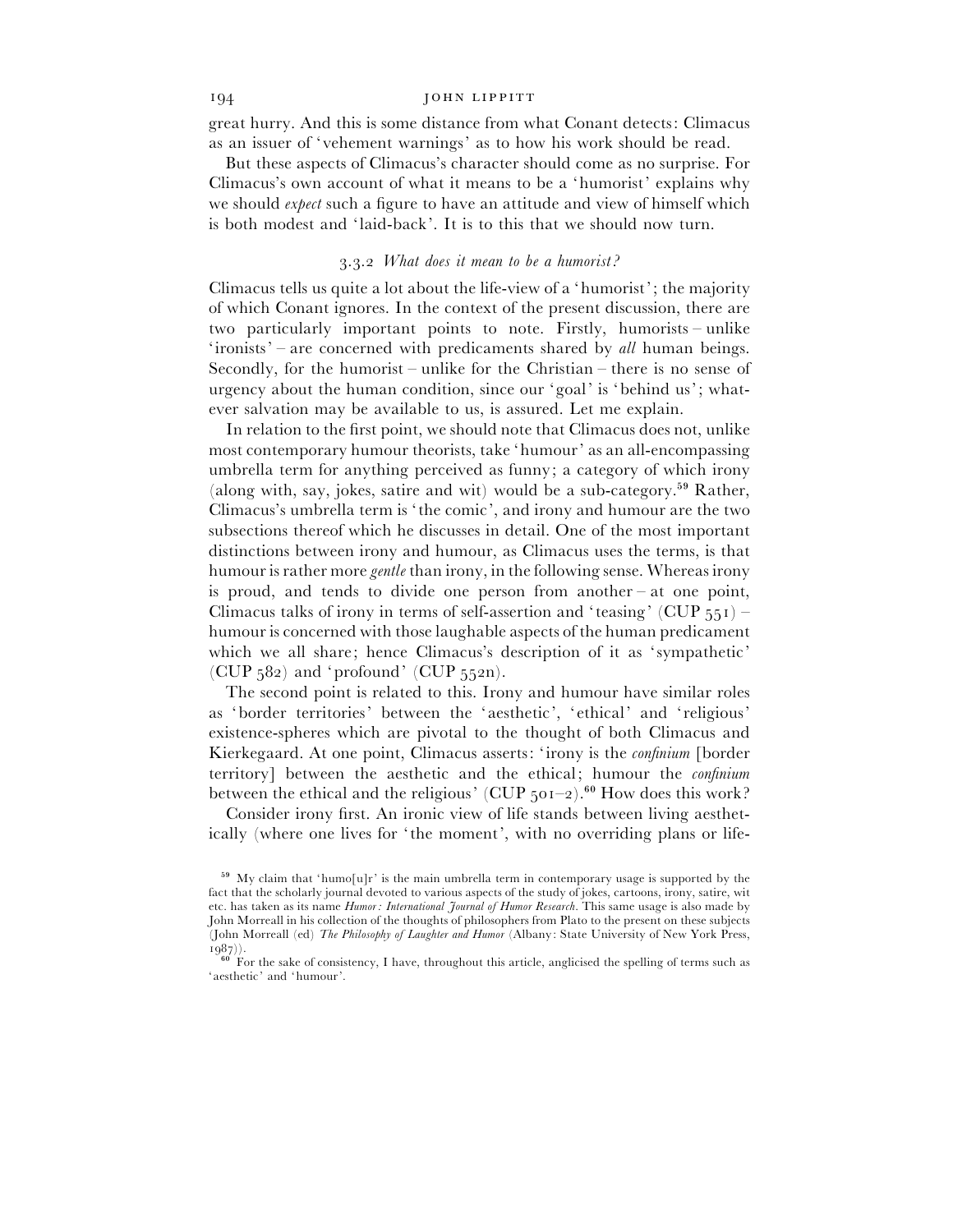great hurry. And this is some distance from what Conant detects: Climacus as an issuer of 'vehement warnings' as to how his work should be read.

But these aspects of Climacus's character should come as no surprise. For Climacus's own account of what it means to be a 'humorist' explains why we should *expect* such a figure to have an attitude and view of himself which is both modest and 'laid-back'. It is to this that we should now turn.

### 3.3.2 *What does it mean to be a humorist?*

Climacus tells us quite a lot about the life-view of a 'humorist'; the majority of which Conant ignores. In the context of the present discussion, there are two particularly important points to note. Firstly, humorists – unlike 'ironists' – are concerned with predicaments shared by *all* human beings. Secondly, for the humorist – unlike for the Christian – there is no sense of urgency about the human condition, since our 'goal' is 'behind us'; whatever salvation may be available to us, is assured. Let me explain.

In relation to the first point, we should note that Climacus does not, unlike most contemporary humour theorists, take 'humour' as an all-encompassing umbrella term for anything perceived as funny; a category of which irony (along with, say, jokes, satire and wit) would be a sub-category.[59] Rather, Climacus's umbrella term is 'the comic', and irony and humour are the two subsections thereof which he discusses in detail. One of the most important distinctions between irony and humour, as Climacus uses the terms, is that humour is rather more *gentle* than irony, in the following sense. Whereas irony is proud, and tends to divide one person from another – at one point, Climacus talks of irony in terms of self-assertion and 'teasing' (CUP 551) – humour is concerned with those laughable aspects of the human predicament which we all share; hence Climacus's description of it as 'sympathetic' (CUP 582) and 'profound' (CUP 552n).

The second point is related to this. Irony and humour have similar roles as 'border territories' between the 'aesthetic', 'ethical' and 'religious' existence-spheres which are pivotal to the thought of both Climacus and Kierkegaard. At one point, Climacus asserts: 'irony is the *confinium* [border territory] between the aesthetic and the ethical; humour the *confinium* between the ethical and the religious' (CUP 501–2).[60] How does this work?

Consider irony first. An ironic view of life stands between living aesthetically (where one lives for 'the moment', with no overriding plans or life-

[59] My claim that 'humo[u]r' is the main umbrella term in contemporary usage is supported by the fact that the scholarly journal devoted to various aspects of the study of jokes, cartoons, irony, satire, wit etc. has taken as its name *Humor: International Journal of Humor Research*. This same usage is also made by John Morreall in his collection of the thoughts of philosophers from Plato to the present on these subjects (John Morreall (ed) *The Philosophy of Laughter and Humor* (Albany: State University of New York Press, 1987)).

[60] For the sake of consistency, I have, throughout this article, anglicised the spelling of terms such as 'aesthetic' and 'humour'.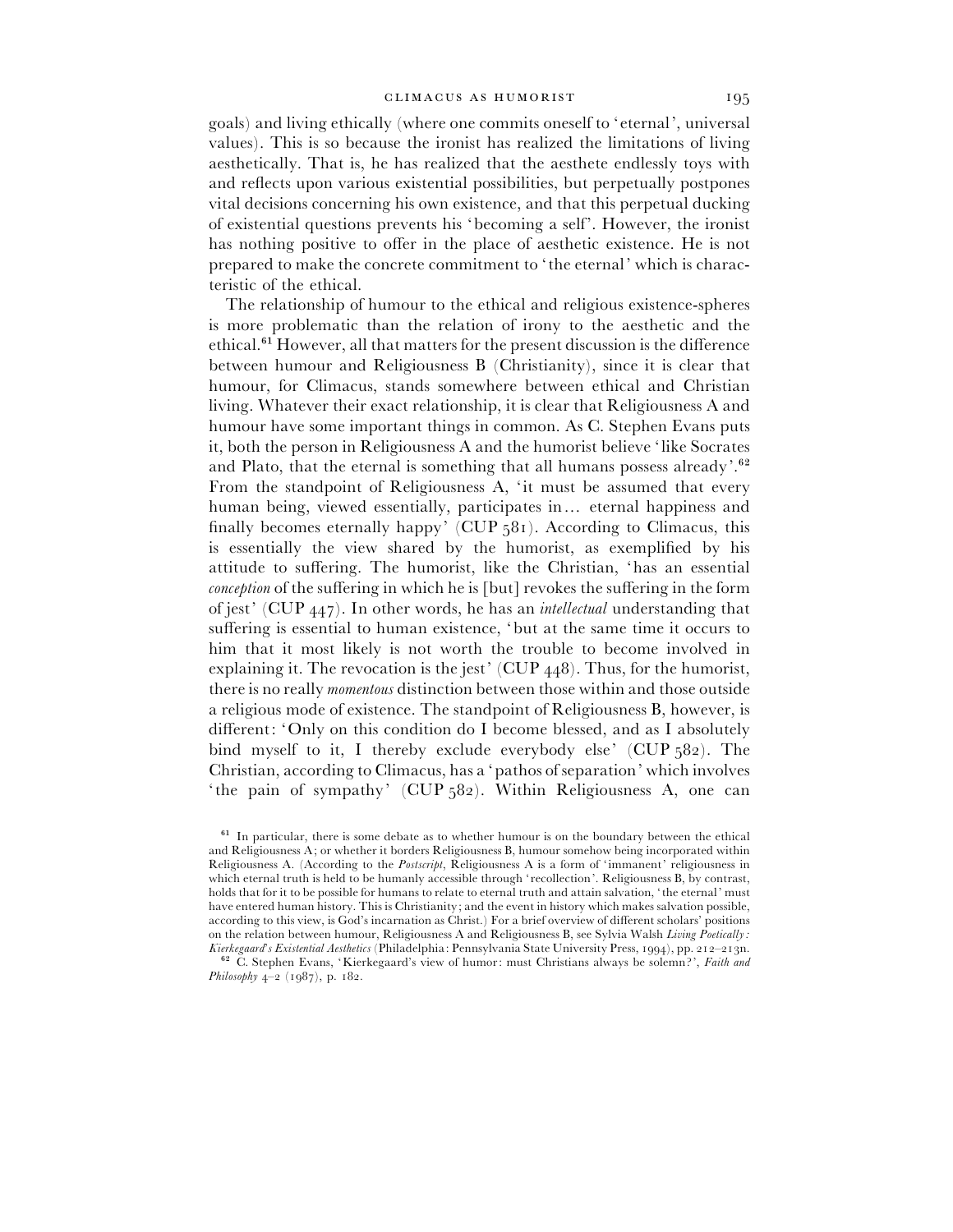goals) and living ethically (where one commits oneself to 'eternal', universal values). This is so because the ironist has realized the limitations of living aesthetically. That is, he has realized that the aesthete endlessly toys with and reflects upon various existential possibilities, but perpetually postpones vital decisions concerning his own existence, and that this perpetual ducking of existential questions prevents his 'becoming a self'. However, the ironist has nothing positive to offer in the place of aesthetic existence. He is not prepared to make the concrete commitment to 'the eternal' which is characteristic of the ethical.

The relationship of humour to the ethical and religious existence-spheres is more problematic than the relation of irony to the aesthetic and the ethical.[61] However, all that matters for the present discussion is the difference between humour and Religiousness B (Christianity), since it is clear that humour, for Climacus, stands somewhere between ethical and Christian living. Whatever their exact relationship, it is clear that Religiousness A and humour have some important things in common. As C. Stephen Evans puts it, both the person in Religiousness A and the humorist believe 'like Socrates and Plato, that the eternal is something that all humans possess already'.[62] From the standpoint of Religiousness A, 'it must be assumed that every human being, viewed essentially, participates in… eternal happiness and finally becomes eternally happy' (CUP 581). According to Climacus, this is essentially the view shared by the humorist, as exemplified by his attitude to suffering. The humorist, like the Christian, 'has an essential *conception* of the suffering in which he is [but] revokes the suffering in the form of jest' (CUP 447). In other words, he has an *intellectual* understanding that suffering is essential to human existence, 'but at the same time it occurs to him that it most likely is not worth the trouble to become involved in explaining it. The revocation is the jest' (CUP 448). Thus, for the humorist, there is no really *momentous* distinction between those within and those outside a religious mode of existence. The standpoint of Religiousness B, however, is different: 'Only on this condition do I become blessed, and as I absolutely bind myself to it, I thereby exclude everybody else' (CUP 582). The Christian, according to Climacus, has a 'pathos of separation' which involves 'the pain of sympathy' (CUP 582). Within Religiousness A, one can

[61] In particular, there is some debate as to whether humour is on the boundary between the ethical and Religiousness A; or whether it borders Religiousness B, humour somehow being incorporated within Religiousness A. (According to the *Postscript*, Religiousness A is a form of 'immanent' religiousness in which eternal truth is held to be humanly accessible through 'recollection'. Religiousness B, by contrast, holds that for it to be possible for humans to relate to eternal truth and attain salvation, 'the eternal' must have entered human history. This is Christianity; and the event in history which makes salvation possible, according to this view, is God's incarnation as Christ.) For a brief overview of different scholars' positions on the relation between humour, Religiousness A and Religiousness B, see Sylvia Walsh *Living Poetically: Kierkegaard's Existential Aesthetics* (Philadelphia: Pennsylvania State University Press, 1994), pp. 212–213n.

[62] C. Stephen Evans, 'Kierkegaard's view of humor: must Christians always be solemn?', *Faith and Philosophy* 4–2 (1987), p. 182.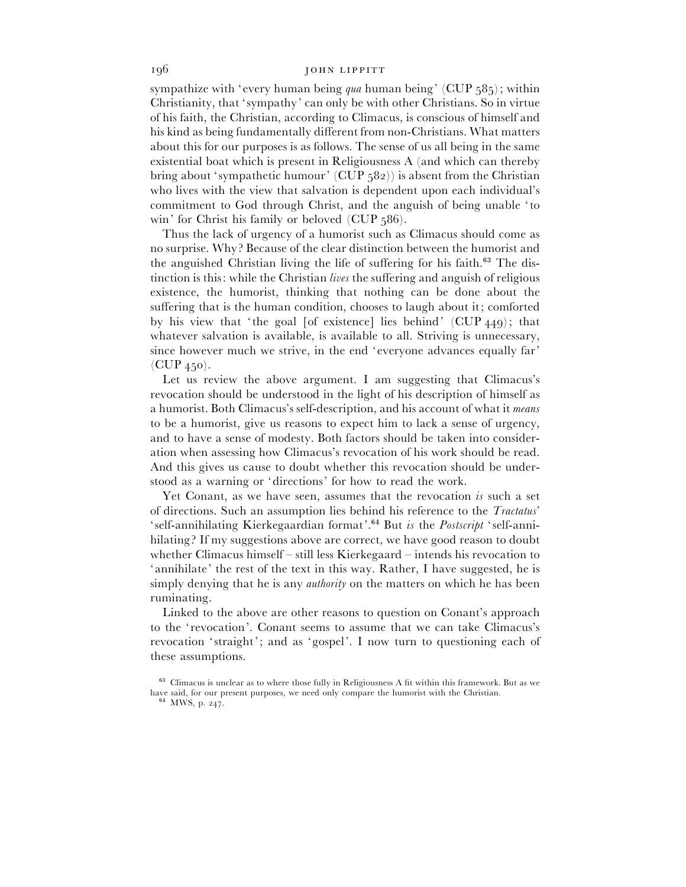sympathize with 'every human being *qua* human being' (CUP 585); within Christianity, that 'sympathy' can only be with other Christians. So in virtue of his faith, the Christian, according to Climacus, is conscious of himself and his kind as being fundamentally different from non-Christians. What matters about this for our purposes is as follows. The sense of us all being in the same existential boat which is present in Religiousness A (and which can thereby bring about 'sympathetic humour' (CUP 582)) is absent from the Christian who lives with the view that salvation is dependent upon each individual's commitment to God through Christ, and the anguish of being unable 'to win' for Christ his family or beloved (CUP 586).

Thus the lack of urgency of a humorist such as Climacus should come as no surprise. Why? Because of the clear distinction between the humorist and the anguished Christian living the life of suffering for his faith.[63] The distinction is this: while the Christian *lives* the suffering and anguish of religious existence, the humorist, thinking that nothing can be done about the suffering that is the human condition, chooses to laugh about it; comforted by his view that 'the goal [of existence] lies behind' (CUP 449); that whatever salvation is available, is available to all. Striving is unnecessary, since however much we strive, in the end 'everyone advances equally far' (CUP 450).

Let us review the above argument. I am suggesting that Climacus's revocation should be understood in the light of his description of himself as a humorist. Both Climacus's self-description, and his account of what it *means* to be a humorist, give us reasons to expect him to lack a sense of urgency, and to have a sense of modesty. Both factors should be taken into consideration when assessing how Climacus's revocation of his work should be read. And this gives us cause to doubt whether this revocation should be understood as a warning or 'directions' for how to read the work.

Yet Conant, as we have seen, assumes that the revocation *is* such a set of directions. Such an assumption lies behind his reference to the *Tractatus*' 'self-annihilating Kierkegaardian format'.[64] But *is* the *Postscript* 'self-annihilating? If my suggestions above are correct, we have good reason to doubt whether Climacus himself – still less Kierkegaard – intends his revocation to 'annihilate' the rest of the text in this way. Rather, I have suggested, he is simply denying that he is any *authority* on the matters on which he has been ruminating.

Linked to the above are other reasons to question on Conant's approach to the 'revocation'. Conant seems to assume that we can take Climacus's revocation 'straight'; and as 'gospel'. I now turn to questioning each of these assumptions.

[63] Climacus is unclear as to where those fully in Religiousness A fit within this framework. But as we have said, for our present purposes, we need only compare the humorist with the Christian.

[64] MWS, p. 247.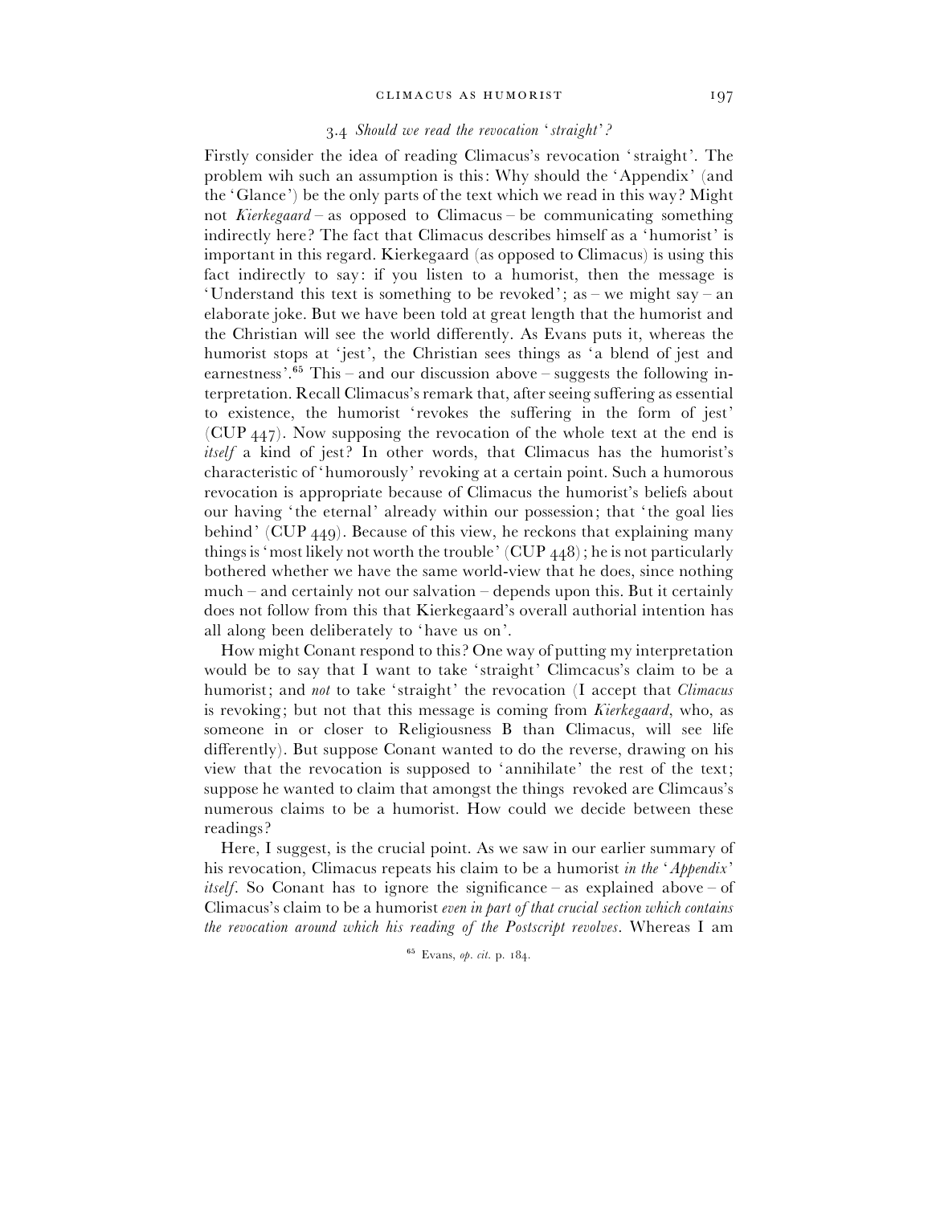### 3.4 *Should we read the revocation 'straight'?*

Firstly consider the idea of reading Climacus's revocation 'straight'. The problem wih such an assumption is this: Why should the 'Appendix' (and the 'Glance') be the only parts of the text which we read in this way? Might not *Kierkegaard* – as opposed to Climacus – be communicating something indirectly here? The fact that Climacus describes himself as a 'humorist' is important in this regard. Kierkegaard (as opposed to Climacus) is using this fact indirectly to say: if you listen to a humorist, then the message is 'Understand this text is something to be revoked'; as – we might say – an elaborate joke. But we have been told at great length that the humorist and the Christian will see the world differently. As Evans puts it, whereas the humorist stops at 'jest', the Christian sees things as 'a blend of jest and earnestness'.[65] This – and our discussion above – suggests the following interpretation. Recall Climacus's remark that, after seeing suffering as essential to existence, the humorist 'revokes the suffering in the form of jest' (CUP 447). Now supposing the revocation of the whole text at the end is *itself* a kind of jest? In other words, that Climacus has the humorist's characteristic of 'humorously' revoking at a certain point. Such a humorous revocation is appropriate because of Climacus the humorist's beliefs about our having 'the eternal' already within our possession; that 'the goal lies behind' (CUP 449). Because of this view, he reckons that explaining many things is 'most likely not worth the trouble' (CUP 448); he is not particularly bothered whether we have the same world-view that he does, since nothing much – and certainly not our salvation – depends upon this. But it certainly does not follow from this that Kierkegaard's overall authorial intention has all along been deliberately to 'have us on'.

How might Conant respond to this? One way of putting my interpretation would be to say that I want to take 'straight' Climcacus's claim to be a humorist; and *not* to take 'straight' the revocation (I accept that *Climacus* is revoking; but not that this message is coming from *Kierkegaard*, who, as someone in or closer to Religiousness B than Climacus, will see life differently). But suppose Conant wanted to do the reverse, drawing on his view that the revocation is supposed to 'annihilate' the rest of the text; suppose he wanted to claim that amongst the things revoked are Climcaus's numerous claims to be a humorist. How could we decide between these readings?

Here, I suggest, is the crucial point. As we saw in our earlier summary of his revocation, Climacus repeats his claim to be a humorist *in the 'Appendix' itself*. So Conant has to ignore the significance – as explained above – of Climacus's claim to be a humorist *even in part of that crucial section which contains the revocation around which his reading of the Postscript revolves*. Whereas I am

[65] Evans, *op. cit.* p. 184.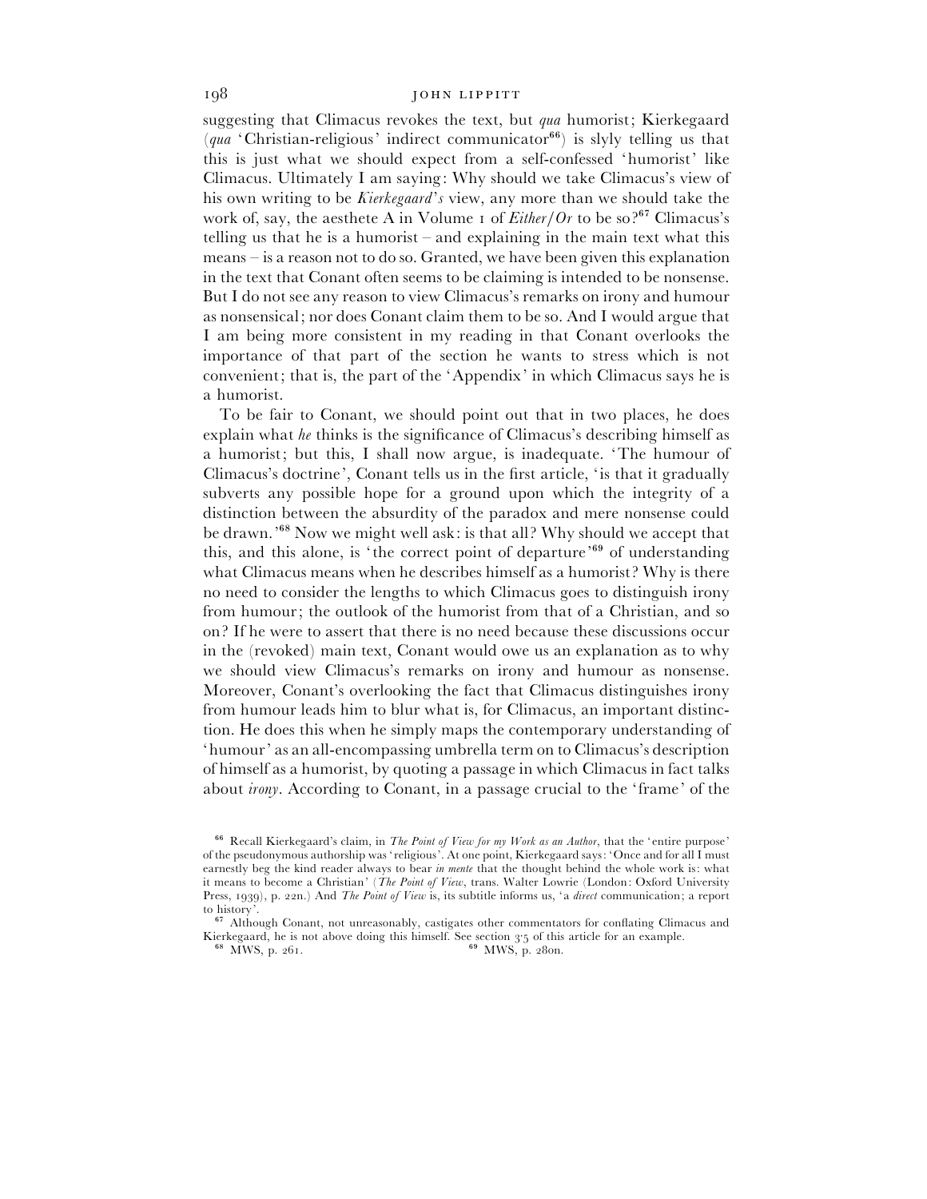suggesting that Climacus revokes the text, but *qua* humorist; Kierkegaard (*qua* 'Christian-religious' indirect communicator[66]) is slyly telling us that this is just what we should expect from a self-confessed 'humorist' like Climacus. Ultimately I am saying: Why should we take Climacus's view of his own writing to be *Kierkegaard's* view, any more than we should take the work of, say, the aesthete A in Volume I of *Either/Or* to be so?[67] Climacus's telling us that he is a humorist – and explaining in the main text what this means – is a reason not to do so. Granted, we have been given this explanation in the text that Conant often seems to be claiming is intended to be nonsense. But I do not see any reason to view Climacus's remarks on irony and humour as nonsensical; nor does Conant claim them to be so. And I would argue that I am being more consistent in my reading in that Conant overlooks the importance of that part of the section he wants to stress which is not convenient; that is, the part of the 'Appendix' in which Climacus says he is a humorist.

To be fair to Conant, we should point out that in two places, he does explain what *he* thinks is the significance of Climacus's describing himself as a humorist; but this, I shall now argue, is inadequate. 'The humour of Climacus's doctrine', Conant tells us in the first article, 'is that it gradually subverts any possible hope for a ground upon which the integrity of a distinction between the absurdity of the paradox and mere nonsense could be drawn.'[68] Now we might well ask: is that all? Why should we accept that this, and this alone, is 'the correct point of departure'[69] of understanding what Climacus means when he describes himself as a humorist? Why is there no need to consider the lengths to which Climacus goes to distinguish irony from humour; the outlook of the humorist from that of a Christian, and so on? If he were to assert that there is no need because these discussions occur in the (revoked) main text, Conant would owe us an explanation as to why we should view Climacus's remarks on irony and humour as nonsense. Moreover, Conant's overlooking the fact that Climacus distinguishes irony from humour leads him to blur what is, for Climacus, an important distinction. He does this when he simply maps the contemporary understanding of 'humour' as an all-encompassing umbrella term on to Climacus's description of himself as a humorist, by quoting a passage in which Climacus in fact talks about *irony*. According to Conant, in a passage crucial to the 'frame' of the

---

[66] Recall Kierkegaard's claim, in *The Point of View for my Work as an Author*, that the 'entire purpose' of the pseudonymous authorship was 'religious'. At one point, Kierkegaard says: 'Once and for all I must earnestly beg the kind reader always to bear *in mente* that the thought behind the whole work is: what it means to become a Christian' (*The Point of View*, trans. Walter Lowrie (London: Oxford University Press, 1939), p. 22n.) And *The Point of View* is, its subtitle informs us, 'a *direct* communication; a report to history'.

[67] Although Conant, not unreasonably, castigates other commentators for conflating Climacus and Kierkegaard, he is not above doing this himself. See section 3.5 of this article for an example.

[68] MWS, p. 261.

[69] MWS, p. 280n.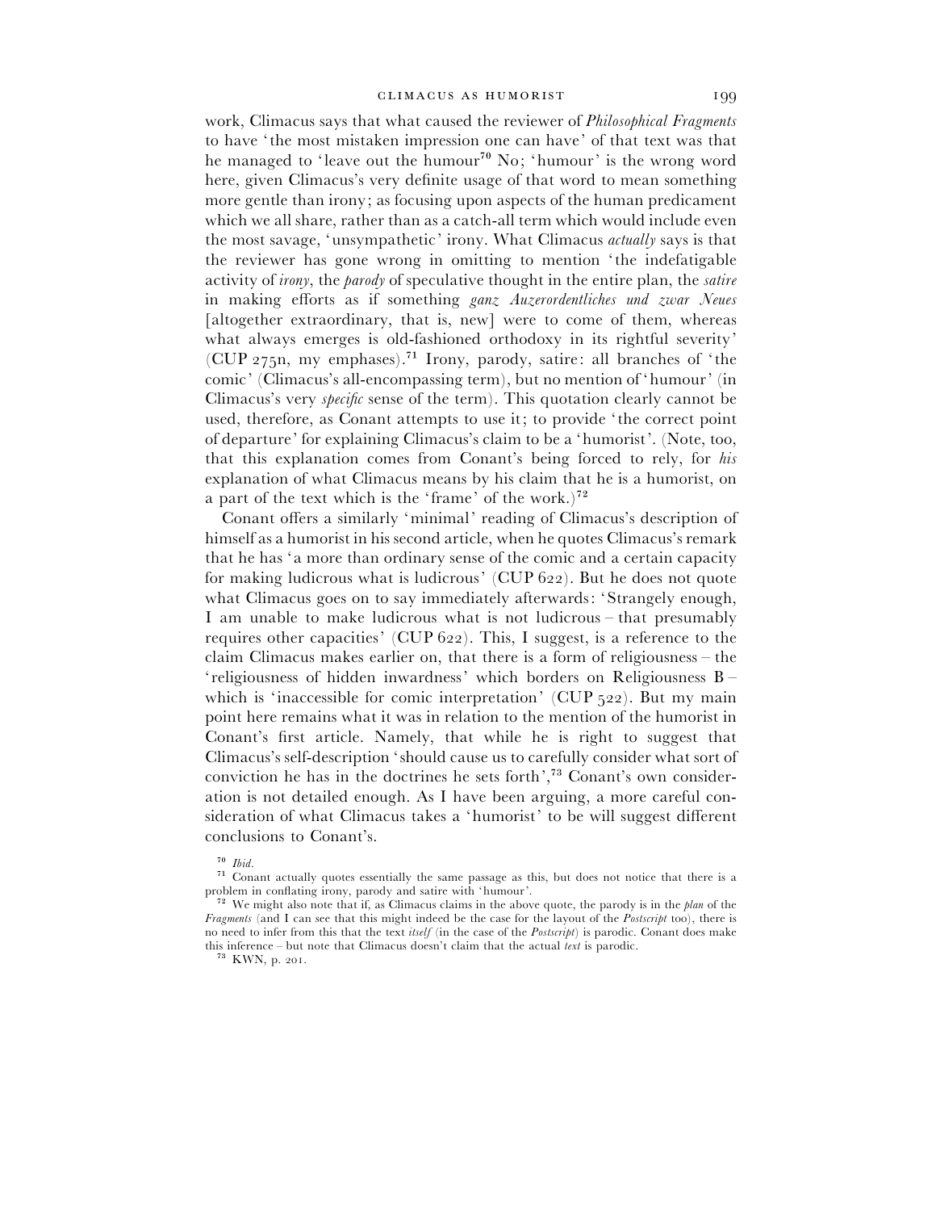work, Climacus says that what caused the reviewer of *Philosophical Fragments* to have 'the most mistaken impression one can have' of that text was that he managed to 'leave out the humour[70] No; 'humour' is the wrong word here, given Climacus's very definite usage of that word to mean something more gentle than irony; as focusing upon aspects of the human predicament which we all share, rather than as a catch-all term which would include even the most savage, 'unsympathetic' irony. What Climacus *actually* says is that the reviewer has gone wrong in omitting to mention 'the indefatigable activity of *irony*, the *parody* of speculative thought in the entire plan, the *satire* in making efforts as if something *ganz Auzerordentliches und zwar Neues* [altogether extraordinary, that is, new] were to come of them, whereas what always emerges is old-fashioned orthodoxy in its rightful severity' (CUP 275n, my emphases).[71] Irony, parody, satire: all branches of 'the comic' (Climacus's all-encompassing term), but no mention of 'humour' (in Climacus's very *specific* sense of the term). This quotation clearly cannot be used, therefore, as Conant attempts to use it; to provide 'the correct point of departure' for explaining Climacus's claim to be a 'humorist'. (Note, too, that this explanation comes from Conant's being forced to rely, for *his* explanation of what Climacus means by his claim that he is a humorist, on a part of the text which is the 'frame' of the work.)[72]

Conant offers a similarly 'minimal' reading of Climacus's description of himself as a humorist in his second article, when he quotes Climacus's remark that he has 'a more than ordinary sense of the comic and a certain capacity for making ludicrous what is ludicrous' (CUP 622). But he does not quote what Climacus goes on to say immediately afterwards: 'Strangely enough, I am unable to make ludicrous what is not ludicrous – that presumably requires other capacities' (CUP 622). This, I suggest, is a reference to the claim Climacus makes earlier on, that there is a form of religiousness – the 'religiousness of hidden inwardness' which borders on Religiousness B – which is 'inaccessible for comic interpretation' (CUP 522). But my main point here remains what it was in relation to the mention of the humorist in Conant's first article. Namely, that while he is right to suggest that Climacus's self-description 'should cause us to carefully consider what sort of conviction he has in the doctrines he sets forth',[73] Conant's own consideration is not detailed enough. As I have been arguing, a more careful consideration of what Climacus takes a 'humorist' to be will suggest different conclusions to Conant's.

[70] *Ibid.*

[71] Conant actually quotes essentially the same passage as this, but does not notice that there is a problem in conflating irony, parody and satire with 'humour'.

[72] We might also note that if, as Climacus claims in the above quote, the parody is in the *plan* of the *Fragments* (and I can see that this might indeed be the case for the layout of the *Postscript* too), there is no need to infer from this that the text *itself* (in the case of the *Postscript*) is parodic. Conant does make this inference – but note that Climacus doesn't claim that the actual *text* is parodic.

[73] KWN, p. 201.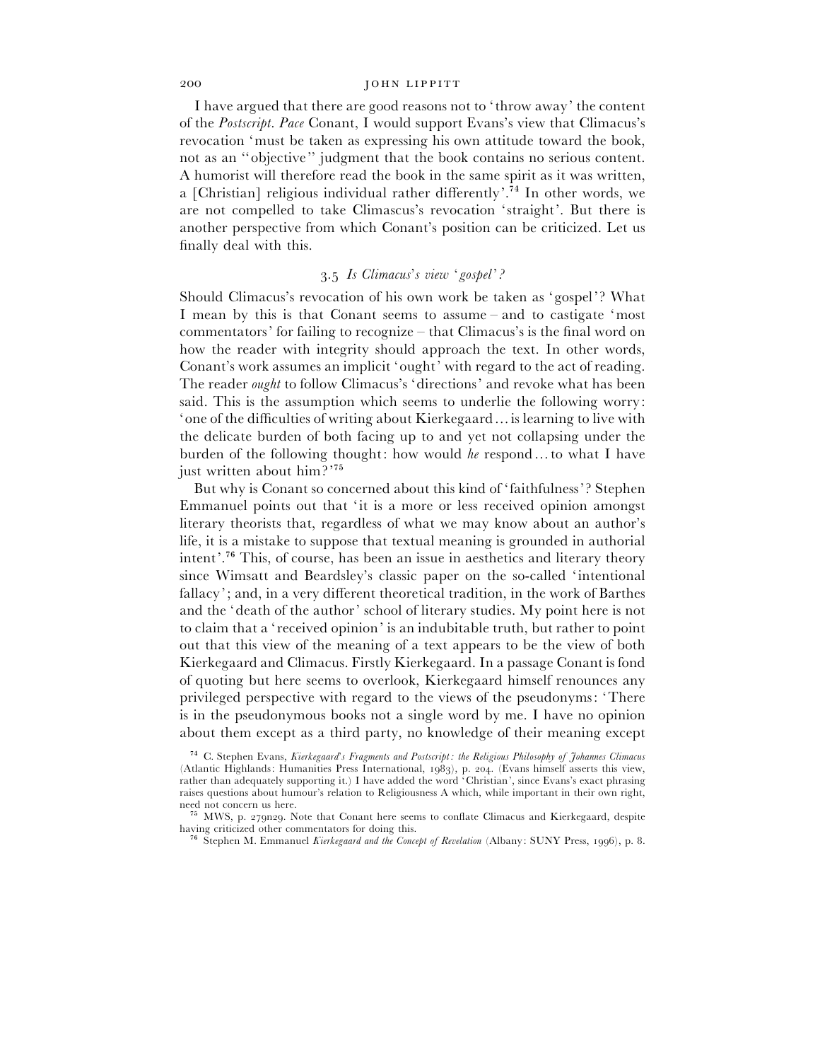I have argued that there are good reasons not to 'throw away' the content of the *Postscript*. *Pace* Conant, I would support Evans's view that Climacus's revocation 'must be taken as expressing his own attitude toward the book, not as an "objective" judgment that the book contains no serious content. A humorist will therefore read the book in the same spirit as it was written, a [Christian] religious individual rather differently'.[74] In other words, we are not compelled to take Climascus's revocation 'straight'. But there is another perspective from which Conant's position can be criticized. Let us finally deal with this.

### 3.5 *Is Climacus's view 'gospel'?*

Should Climacus's revocation of his own work be taken as 'gospel'? What I mean by this is that Conant seems to assume – and to castigate 'most commentators' for failing to recognize – that Climacus's is the final word on how the reader with integrity should approach the text. In other words, Conant's work assumes an implicit 'ought' with regard to the act of reading. The reader *ought* to follow Climacus's 'directions' and revoke what has been said. This is the assumption which seems to underlie the following worry: 'one of the difficulties of writing about Kierkegaard ... is learning to live with the delicate burden of both facing up to and yet not collapsing under the burden of the following thought: how would *he* respond ... to what I have just written about him?'[75]

But why is Conant so concerned about this kind of 'faithfulness'? Stephen Emmanuel points out that 'it is a more or less received opinion amongst literary theorists that, regardless of what we may know about an author's life, it is a mistake to suppose that textual meaning is grounded in authorial intent'.[76] This, of course, has been an issue in aesthetics and literary theory since Wimsatt and Beardsley's classic paper on the so-called 'intentional fallacy'; and, in a very different theoretical tradition, in the work of Barthes and the 'death of the author' school of literary studies. My point here is not to claim that a 'received opinion' is an indubitable truth, but rather to point out that this view of the meaning of a text appears to be the view of both Kierkegaard and Climacus. Firstly Kierkegaard. In a passage Conant is fond of quoting but here seems to overlook, Kierkegaard himself renounces any privileged perspective with regard to the views of the pseudonyms: 'There is in the pseudonymous books not a single word by me. I have no opinion about them except as a third party, no knowledge of their meaning except

[74] C. Stephen Evans, *Kierkegaard's Fragments and Postscript: the Religious Philosophy of Johannes Climacus* (Atlantic Highlands: Humanities Press International, 1983), p. 204. (Evans himself asserts this view, rather than adequately supporting it.) I have added the word 'Christian', since Evans's exact phrasing raises questions about humour's relation to Religiousness A which, while important in their own right, need not concern us here.

[75] MWS, p. 279n29. Note that Conant here seems to conflate Climacus and Kierkegaard, despite having criticized other commentators for doing this.

[76] Stephen M. Emmanuel *Kierkegaard and the Concept of Revelation* (Albany: SUNY Press, 1996), p. 8.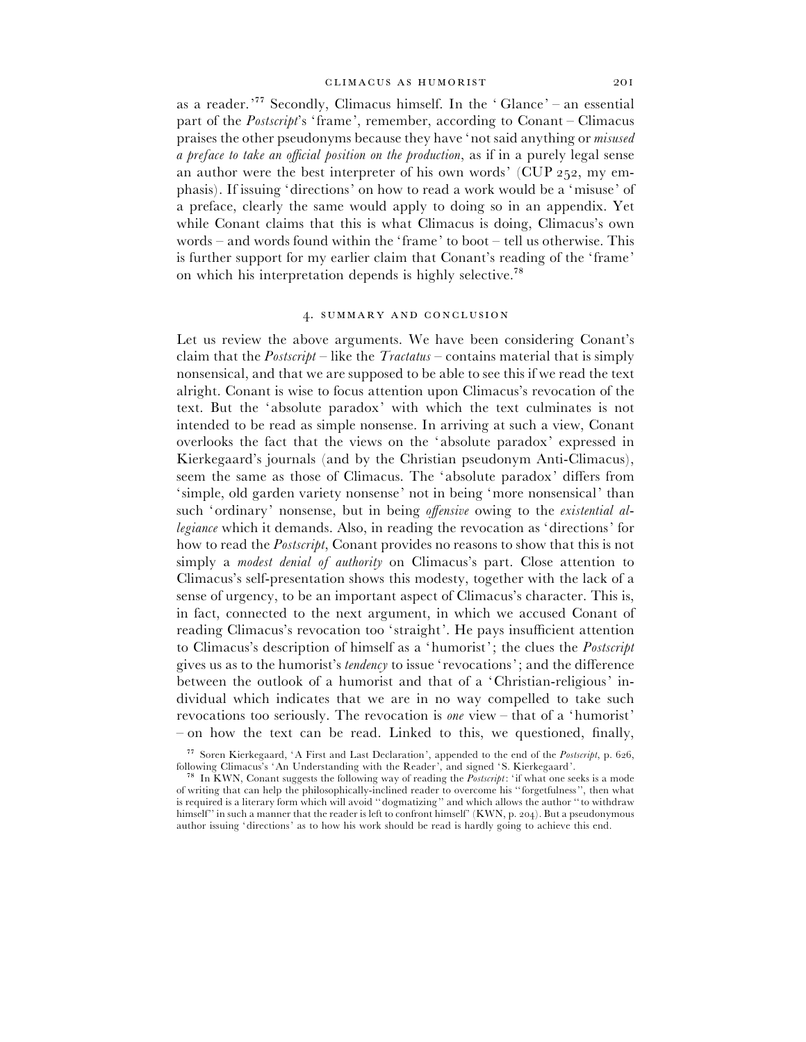as a reader.'[77] Secondly, Climacus himself. In the 'Glance' – an essential part of the *Postscript*'s 'frame', remember, according to Conant – Climacus praises the other pseudonyms because they have 'not said anything or *misused a preface to take an official position on the production*, as if in a purely legal sense an author were the best interpreter of his own words' (CUP 252, my emphasis). If issuing 'directions' on how to read a work would be a 'misuse' of a preface, clearly the same would apply to doing so in an appendix. Yet while Conant claims that this is what Climacus is doing, Climacus's own words – and words found within the 'frame' to boot – tell us otherwise. This is further support for my earlier claim that Conant's reading of the 'frame' on which his interpretation depends is highly selective.[78]

## 4. SUMMARY AND CONCLUSION

Let us review the above arguments. We have been considering Conant's claim that the *Postscript* – like the *Tractatus* – contains material that is simply nonsensical, and that we are supposed to be able to see this if we read the text alright. Conant is wise to focus attention upon Climacus's revocation of the text. But the 'absolute paradox' with which the text culminates is not intended to be read as simple nonsense. In arriving at such a view, Conant overlooks the fact that the views on the 'absolute paradox' expressed in Kierkegaard's journals (and by the Christian pseudonym Anti-Climacus), seem the same as those of Climacus. The 'absolute paradox' differs from 'simple, old garden variety nonsense' not in being 'more nonsensical' than such 'ordinary' nonsense, but in being *offensive* owing to the *existential allegiance* which it demands. Also, in reading the revocation as 'directions' for how to read the *Postscript*, Conant provides no reasons to show that this is not simply a *modest denial of authority* on Climacus's part. Close attention to Climacus's self-presentation shows this modesty, together with the lack of a sense of urgency, to be an important aspect of Climacus's character. This is, in fact, connected to the next argument, in which we accused Conant of reading Climacus's revocation too 'straight'. He pays insufficient attention to Climacus's description of himself as a 'humorist'; the clues the *Postscript* gives us as to the humorist's *tendency* to issue 'revocations'; and the difference between the outlook of a humorist and that of a 'Christian-religious' individual which indicates that we are in no way compelled to take such revocations too seriously. The revocation is *one* view – that of a 'humorist' – on how the text can be read. Linked to this, we questioned, finally,

[77] Soren Kierkegaard, 'A First and Last Declaration', appended to the end of the *Postscript*, p. 626, following Climacus's 'An Understanding with the Reader', and signed 'S. Kierkegaard'.

[78] In KWN, Conant suggests the following way of reading the *Postscript*: 'if what one seeks is a mode of writing that can help the philosophically-inclined reader to overcome his "forgetfulness", then what is required is a literary form which will avoid "dogmatizing" and which allows the author "to withdraw himself" in such a manner that the reader is left to confront himself' (KWN, p. 204). But a pseudonymous author issuing 'directions' as to how his work should be read is hardly going to achieve this end.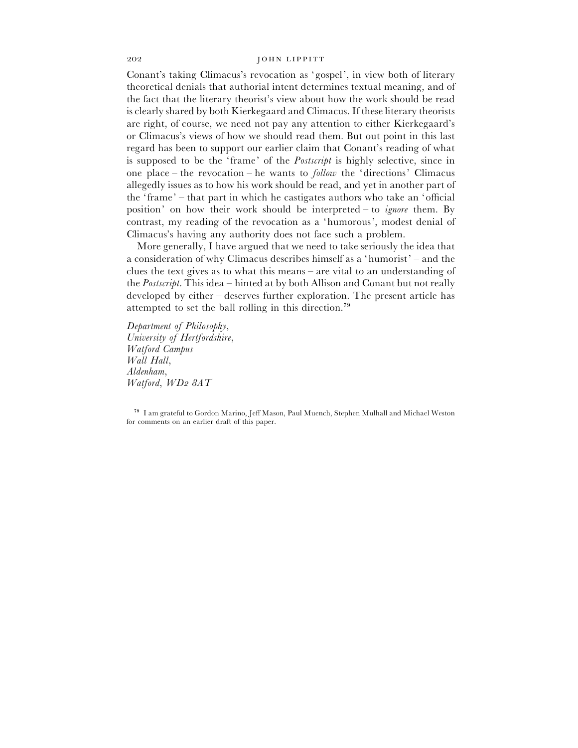Conant's taking Climacus's revocation as 'gospel', in view both of literary theoretical denials that authorial intent determines textual meaning, and of the fact that the literary theorist's view about how the work should be read is clearly shared by both Kierkegaard and Climacus. If these literary theorists are right, of course, we need not pay any attention to either Kierkegaard's or Climacus's views of how we should read them. But out point in this last regard has been to support our earlier claim that Conant's reading of what is supposed to be the 'frame' of the *Postscript* is highly selective, since in one place – the revocation – he wants to *follow* the 'directions' Climacus allegedly issues as to how his work should be read, and yet in another part of the 'frame' – that part in which he castigates authors who take an 'official position' on how their work should be interpreted – to *ignore* them. By contrast, my reading of the revocation as a 'humorous', modest denial of Climacus's having any authority does not face such a problem.

More generally, I have argued that we need to take seriously the idea that a consideration of why Climacus describes himself as a 'humorist' – and the clues the text gives as to what this means – are vital to an understanding of the *Postscript*. This idea – hinted at by both Allison and Conant but not really developed by either – deserves further exploration. The present article has attempted to set the ball rolling in this direction.[79]

*Department of Philosophy,*
*University of Hertfordshire,*
*Watford Campus*
*Wall Hall,*
*Aldenham,*
*Watford, WD2 8AT*

[79] I am grateful to Gordon Marino, Jeff Mason, Paul Muench, Stephen Mulhall and Michael Weston for comments on an earlier draft of this paper.